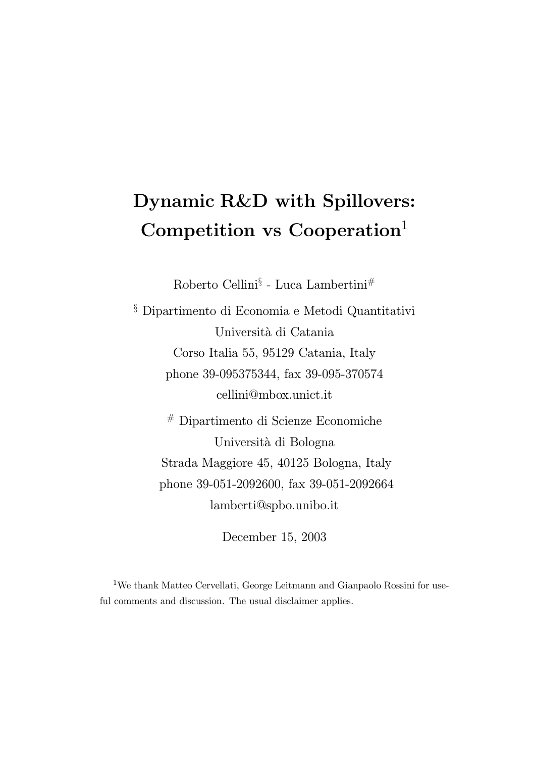# Dynamic R&D with Spillovers: Competition vs Cooperation[1]

Roberto Cellini[§] - Luca Lambertini[#]

[§] Dipartimento di Economia e Metodi Quantitativi
Università di Catania
Corso Italia 55, 95129 Catania, Italy
phone 39-095375344, fax 39-095-370574
cellini@mbox.unict.it

[#] Dipartimento di Scienze Economiche
Università di Bologna
Strada Maggiore 45, 40125 Bologna, Italy
phone 39-051-2092600, fax 39-051-2092664
lamberti@spbo.unibo.it

December 15, 2003

[1]We thank Matteo Cervellati, George Leitmann and Gianpaolo Rossini for useful comments and discussion. The usual disclaimer applies.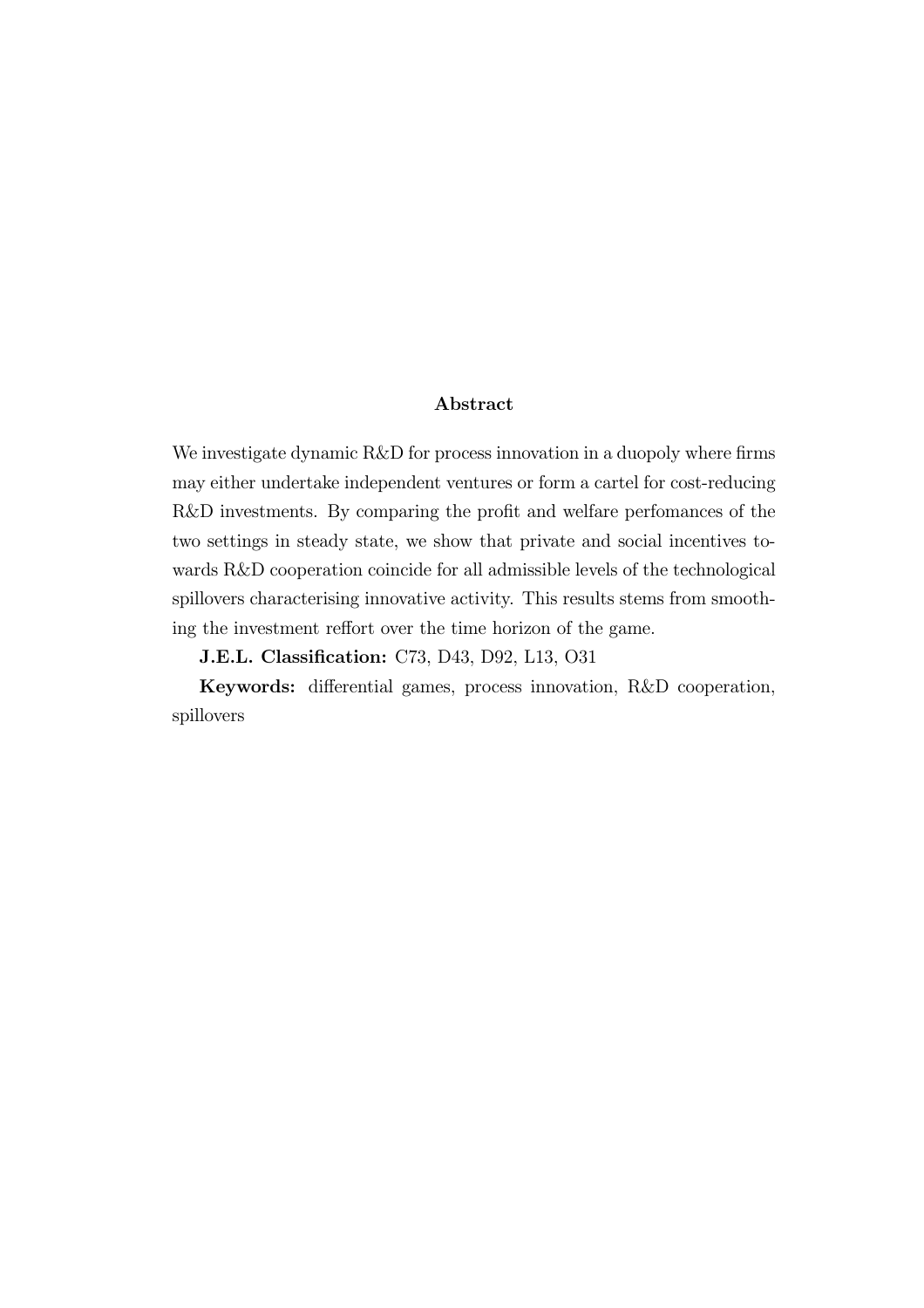### Abstract

We investigate dynamic R&D for process innovation in a duopoly where firms may either undertake independent ventures or form a cartel for cost-reducing R&D investments. By comparing the profit and welfare perfomances of the two settings in steady state, we show that private and social incentives towards R&D cooperation coincide for all admissible levels of the technological spillovers characterising innovative activity. This results stems from smoothing the investment reffort over the time horizon of the game.

**J.E.L. Classification:** C73, D43, D92, L13, O31

**Keywords:** differential games, process innovation, R&D cooperation, spillovers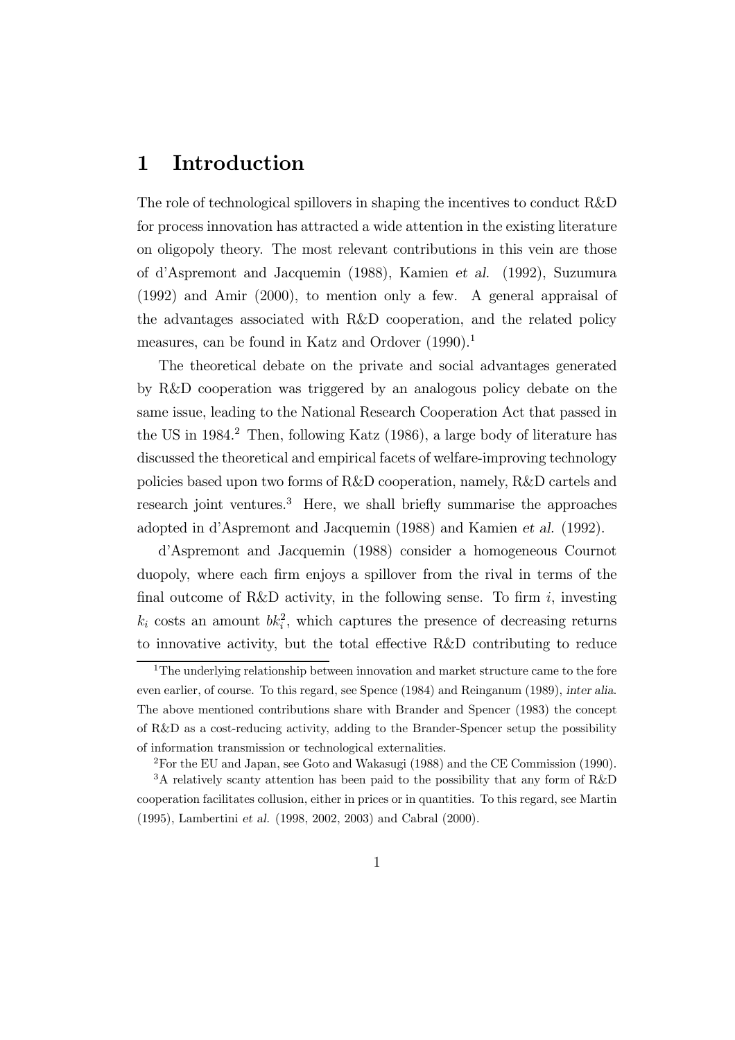# 1 Introduction

The role of technological spillovers in shaping the incentives to conduct R&D for process innovation has attracted a wide attention in the existing literature on oligopoly theory. The most relevant contributions in this vein are those of d'Aspremont and Jacquemin (1988), Kamien *et al.* (1992), Suzumura (1992) and Amir (2000), to mention only a few. A general appraisal of the advantages associated with R&D cooperation, and the related policy measures, can be found in Katz and Ordover (1990).[1]

The theoretical debate on the private and social advantages generated by R&D cooperation was triggered by an analogous policy debate on the same issue, leading to the National Research Cooperation Act that passed in the US in 1984.[2] Then, following Katz (1986), a large body of literature has discussed the theoretical and empirical facets of welfare-improving technology policies based upon two forms of R&D cooperation, namely, R&D cartels and research joint ventures.[3] Here, we shall briefly summarise the approaches adopted in d'Aspremont and Jacquemin (1988) and Kamien *et al.* (1992).

d'Aspremont and Jacquemin (1988) consider a homogeneous Cournot duopoly, where each firm enjoys a spillover from the rival in terms of the final outcome of R&D activity, in the following sense. To firm $i$, investing $k_i$ costs an amount $bk_i^2$, which captures the presence of decreasing returns to innovative activity, but the total effective R&D contributing to reduce

[1] The underlying relationship between innovation and market structure came to the fore even earlier, of course. To this regard, see Spence (1984) and Reinganum (1989), *inter alia*. The above mentioned contributions share with Brander and Spencer (1983) the concept of R&D as a cost-reducing activity, adding to the Brander-Spencer setup the possibility of information transmission or technological externalities.

[2] For the EU and Japan, see Goto and Wakasugi (1988) and the CE Commission (1990).

[3] A relatively scanty attention has been paid to the possibility that any form of R&D cooperation facilitates collusion, either in prices or in quantities. To this regard, see Martin (1995), Lambertini *et al.* (1998, 2002, 2003) and Cabral (2000).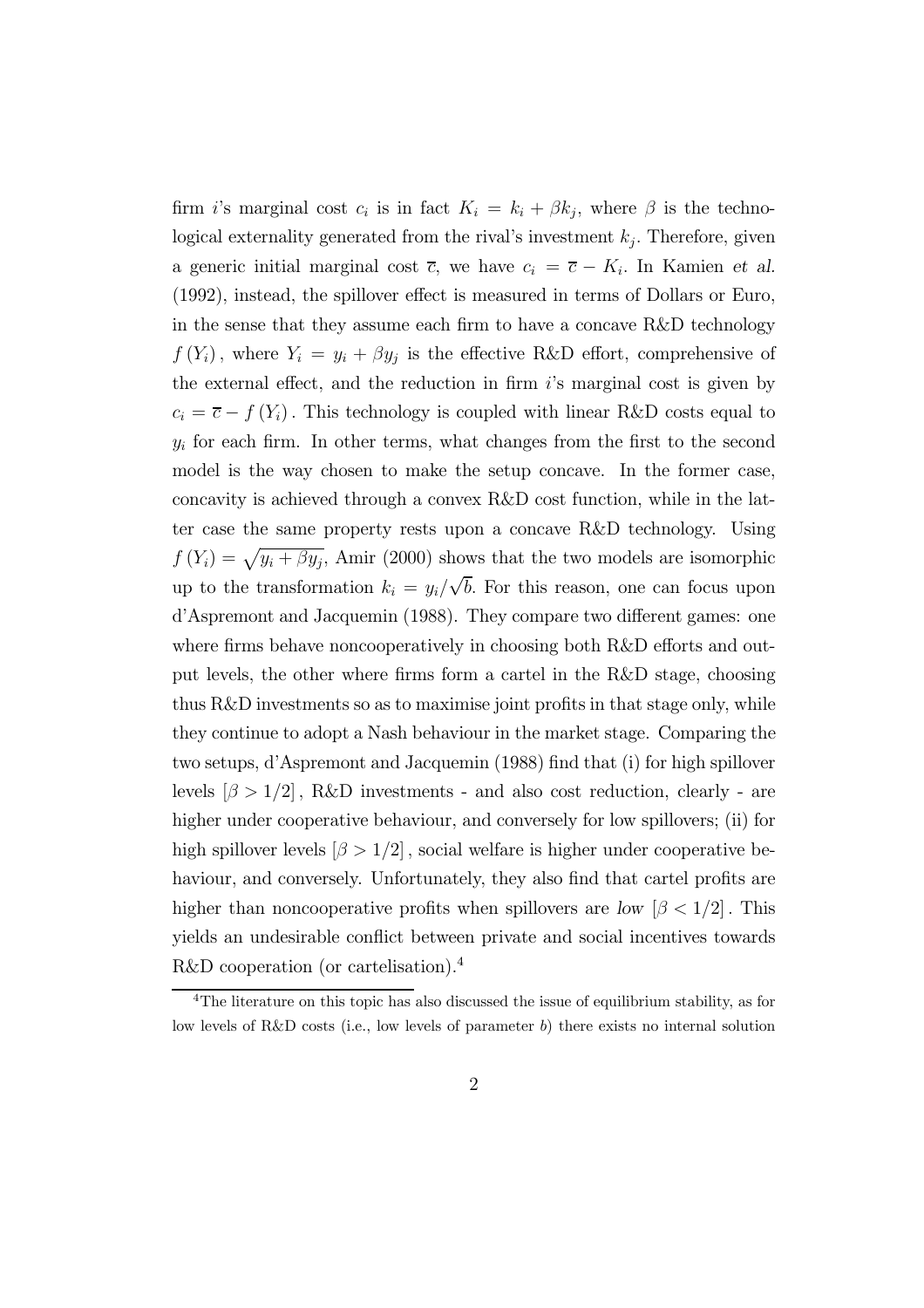firm $i$'s marginal cost $c_i$ is in fact $K_i = k_i + \beta k_j$, where $\beta$ is the technological externality generated from the rival's investment $k_j$. Therefore, given a generic initial marginal cost $\overline{c}$, we have $c_i = \overline{c} - K_i$. In Kamien *et al.* (1992), instead, the spillover effect is measured in terms of Dollars or Euro, in the sense that they assume each firm to have a concave R&D technology $f(Y_i)$, where $Y_i = y_i + \beta y_j$ is the effective R&D effort, comprehensive of the external effect, and the reduction in firm $i$'s marginal cost is given by $c_i = \overline{c} - f(Y_i)$. This technology is coupled with linear R&D costs equal to $y_i$ for each firm. In other terms, what changes from the first to the second model is the way chosen to make the setup concave. In the former case, concavity is achieved through a convex R&D cost function, while in the latter case the same property rests upon a concave R&D technology. Using $f(Y_i) = \sqrt{y_i + \beta y_j}$, Amir (2000) shows that the two models are isomorphic up to the transformation $k_i = y_i/\sqrt{b}$. For this reason, one can focus upon d'Aspremont and Jacquemin (1988). They compare two different games: one where firms behave noncooperatively in choosing both R&D efforts and output levels, the other where firms form a cartel in the R&D stage, choosing thus R&D investments so as to maximise joint profits in that stage only, while they continue to adopt a Nash behaviour in the market stage. Comparing the two setups, d'Aspremont and Jacquemin (1988) find that (i) for high spillover levels $[\beta > 1/2]$, R&D investments - and also cost reduction, clearly - are higher under cooperative behaviour, and conversely for low spillovers; (ii) for high spillover levels $[\beta > 1/2]$, social welfare is higher under cooperative behaviour, and conversely. Unfortunately, they also find that cartel profits are higher than noncooperative profits when spillovers are *low* $[\beta < 1/2]$. This yields an undesirable conflict between private and social incentives towards R&D cooperation (or cartelisation).[4]

[4] The literature on this topic has also discussed the issue of equilibrium stability, as for low levels of R&D costs (i.e., low levels of parameter $b$) there exists no internal solution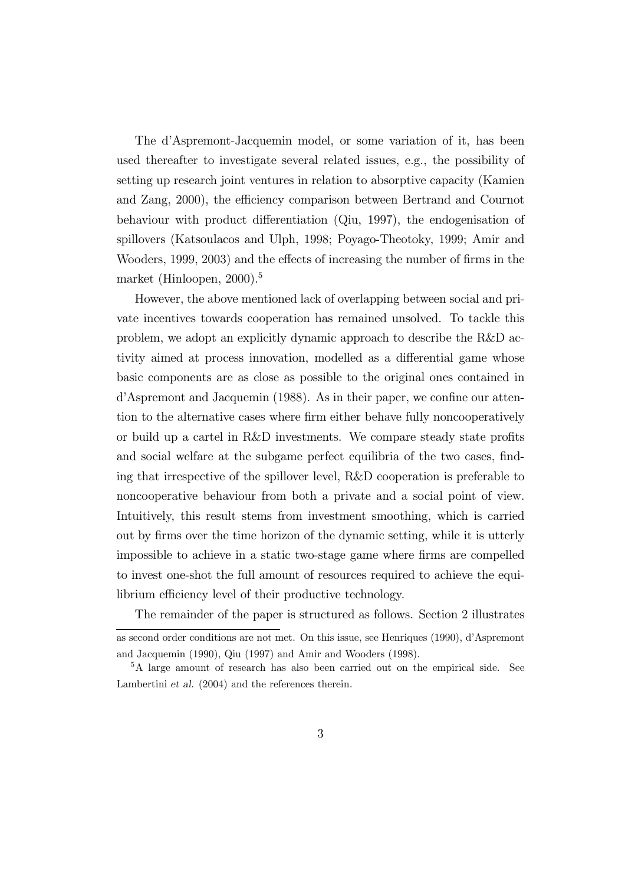The d'Aspremont-Jacquemin model, or some variation of it, has been used thereafter to investigate several related issues, e.g., the possibility of setting up research joint ventures in relation to absorptive capacity (Kamien and Zang, 2000), the efficiency comparison between Bertrand and Cournot behaviour with product differentiation (Qiu, 1997), the endogenisation of spillovers (Katsoulacos and Ulph, 1998; Poyago-Theotoky, 1999; Amir and Wooders, 1999, 2003) and the effects of increasing the number of firms in the market (Hinloopen, 2000).[5]

However, the above mentioned lack of overlapping between social and private incentives towards cooperation has remained unsolved. To tackle this problem, we adopt an explicitly dynamic approach to describe the R&D activity aimed at process innovation, modelled as a differential game whose basic components are as close as possible to the original ones contained in d'Aspremont and Jacquemin (1988). As in their paper, we confine our attention to the alternative cases where firm either behave fully noncooperatively or build up a cartel in R&D investments. We compare steady state profits and social welfare at the subgame perfect equilibria of the two cases, finding that irrespective of the spillover level, R&D cooperation is preferable to noncooperative behaviour from both a private and a social point of view. Intuitively, this result stems from investment smoothing, which is carried out by firms over the time horizon of the dynamic setting, while it is utterly impossible to achieve in a static two-stage game where firms are compelled to invest one-shot the full amount of resources required to achieve the equilibrium efficiency level of their productive technology.

The remainder of the paper is structured as follows. Section 2 illustrates

as second order conditions are not met. On this issue, see Henriques (1990), d'Aspremont and Jacquemin (1990), Qiu (1997) and Amir and Wooders (1998).

[5]A large amount of research has also been carried out on the empirical side. See Lambertini *et al.* (2004) and the references therein.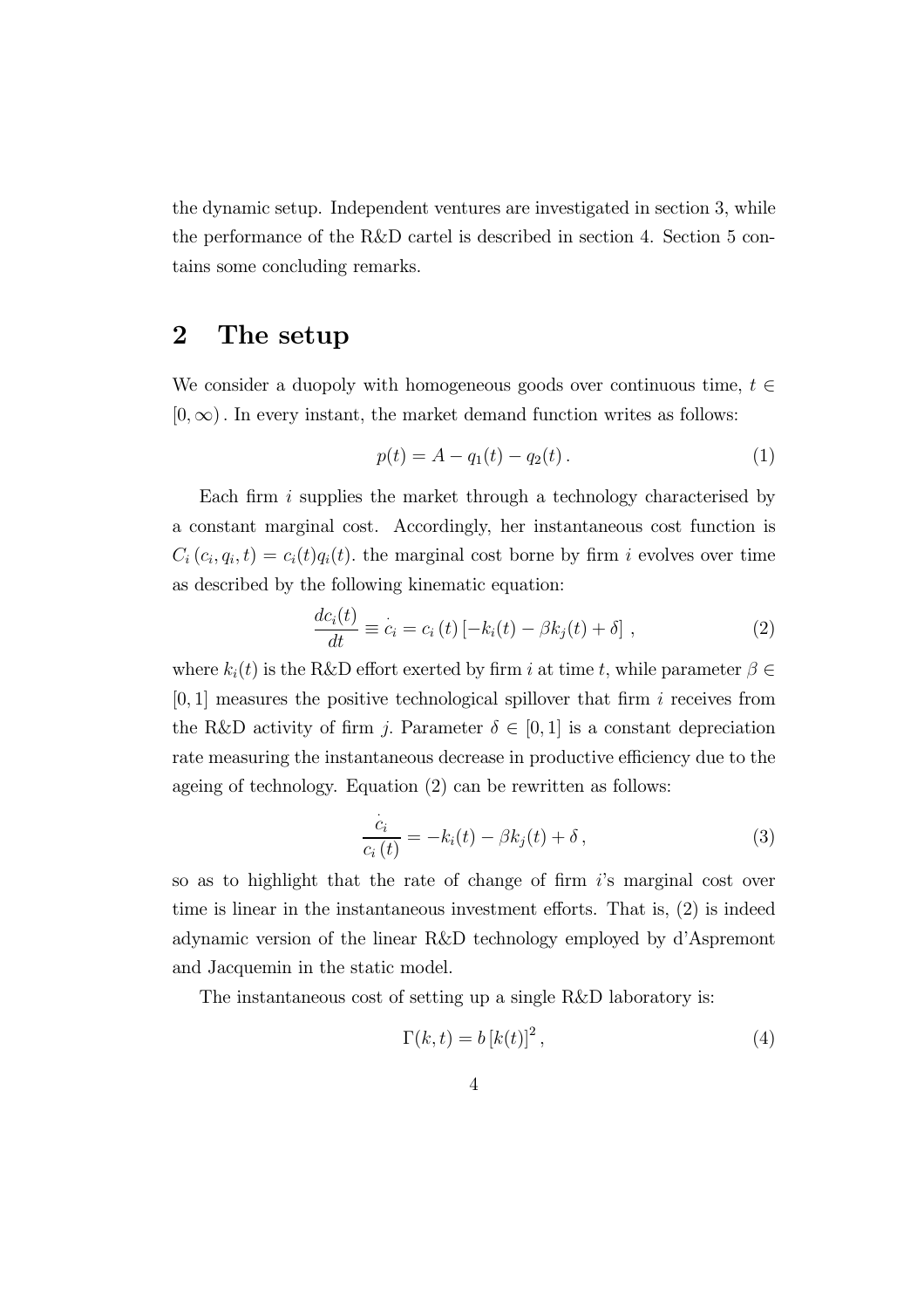the dynamic setup. Independent ventures are investigated in section 3, while the performance of the R&D cartel is described in section 4. Section 5 contains some concluding remarks.

## 2 The setup

We consider a duopoly with homogeneous goods over continuous time, $t \in [0, \infty)$. In every instant, the market demand function writes as follows:

$$p(t) = A - q_1(t) - q_2(t). \tag{1}$$

Each firm $i$ supplies the market through a technology characterised by a constant marginal cost. Accordingly, her instantaneous cost function is $C_i(c_i, q_i, t) = c_i(t)q_i(t)$. the marginal cost borne by firm $i$ evolves over time as described by the following kinematic equation:

$$\frac{dc_i(t)}{dt} \equiv \dot{c}_i = c_i(t)\left[-k_i(t) - \beta k_j(t) + \delta\right], \tag{2}$$

where $k_i(t)$ is the R&D effort exerted by firm $i$ at time $t$, while parameter $\beta \in [0, 1]$ measures the positive technological spillover that firm $i$ receives from the R&D activity of firm $j$. Parameter $\delta \in [0, 1]$ is a constant depreciation rate measuring the instantaneous decrease in productive efficiency due to the ageing of technology. Equation (2) can be rewritten as follows:

$$\frac{\dot{c}_i}{c_i(t)} = -k_i(t) - \beta k_j(t) + \delta, \tag{3}$$

so as to highlight that the rate of change of firm $i$'s marginal cost over time is linear in the instantaneous investment efforts. That is, (2) is indeed adynamic version of the linear R&D technology employed by d'Aspremont and Jacquemin in the static model.

The instantaneous cost of setting up a single R&D laboratory is:

$$\Gamma(k, t) = b\left[k(t)\right]^2, \tag{4}$$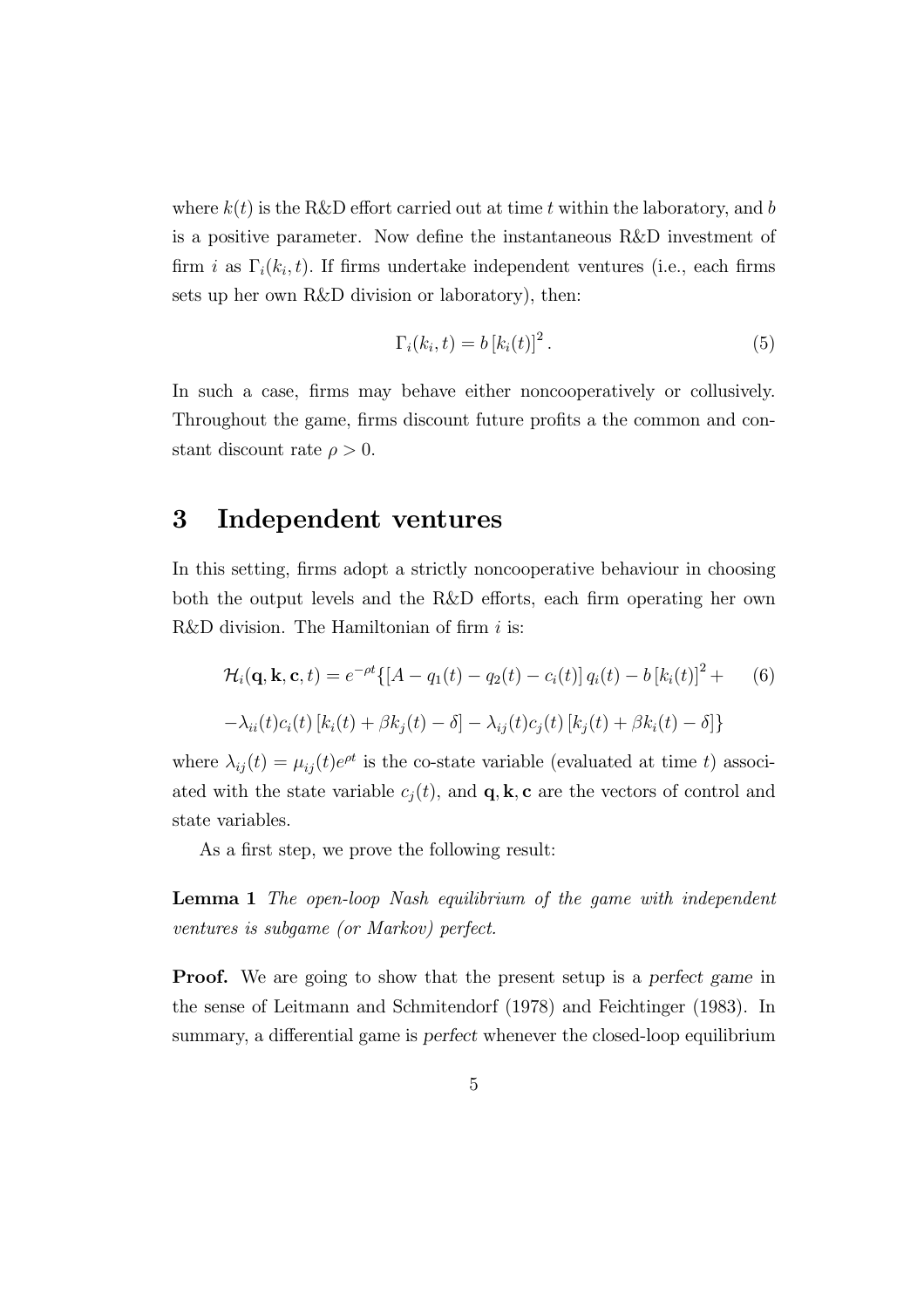where $k(t)$ is the R&D effort carried out at time $t$ within the laboratory, and $b$ is a positive parameter. Now define the instantaneous R&D investment of firm $i$ as $\Gamma_i(k_i, t)$. If firms undertake independent ventures (i.e., each firms sets up her own R&D division or laboratory), then:

$$\Gamma_i(k_i, t) = b\,[k_i(t)]^2\,. \tag{5}$$

In such a case, firms may behave either noncooperatively or collusively. Throughout the game, firms discount future profits a the common and constant discount rate $\rho > 0$.

## 3 Independent ventures

In this setting, firms adopt a strictly noncooperative behaviour in choosing both the output levels and the R&D efforts, each firm operating her own R&D division. The Hamiltonian of firm $i$ is:

$$\mathcal{H}_i(\mathbf{q}, \mathbf{k}, \mathbf{c}, t) = e^{-\rho t}\{[A - q_1(t) - q_2(t) - c_i(t)]\, q_i(t) - b\,[k_i(t)]^2 + \tag{6}$$

$$-\lambda_{ii}(t)c_i(t)\,[k_i(t) + \beta k_j(t) - \delta] - \lambda_{ij}(t)c_j(t)\,[k_j(t) + \beta k_i(t) - \delta]\}$$

where $\lambda_{ij}(t) = \mu_{ij}(t)e^{\rho t}$ is the co-state variable (evaluated at time $t$) associated with the state variable $c_j(t)$, and $\mathbf{q}, \mathbf{k}, \mathbf{c}$ are the vectors of control and state variables.

As a first step, we prove the following result:

**Lemma 1** *The open-loop Nash equilibrium of the game with independent ventures is subgame (or Markov) perfect.*

**Proof.** We are going to show that the present setup is a *perfect game* in the sense of Leitmann and Schmitendorf (1978) and Feichtinger (1983). In summary, a differential game is *perfect* whenever the closed-loop equilibrium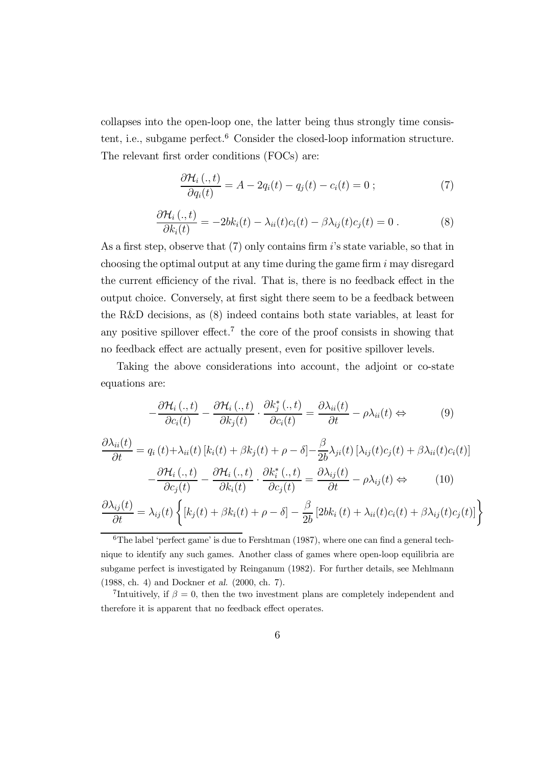collapses into the open-loop one, the latter being thus strongly time consistent, i.e., subgame perfect.[6] Consider the closed-loop information structure. The relevant first order conditions (FOCs) are:

$$\frac{\partial \mathcal{H}_i(.,t)}{\partial q_i(t)} = A - 2q_i(t) - q_j(t) - c_i(t) = 0 \, ; \tag{7}$$

$$\frac{\partial \mathcal{H}_i(.,t)}{\partial k_i(t)} = -2bk_i(t) - \lambda_{ii}(t)c_i(t) - \beta\lambda_{ij}(t)c_j(t) = 0 \, . \tag{8}$$

As a first step, observe that (7) only contains firm $i$'s state variable, so that in choosing the optimal output at any time during the game firm $i$ may disregard the current efficiency of the rival. That is, there is no feedback effect in the output choice. Conversely, at first sight there seem to be a feedback between the R&D decisions, as (8) indeed contains both state variables, at least for any positive spillover effect.[7] the core of the proof consists in showing that no feedback effect are actually present, even for positive spillover levels.

Taking the above considerations into account, the adjoint or co-state equations are:

$$-\frac{\partial \mathcal{H}_i(.,t)}{\partial c_i(t)} - \frac{\partial \mathcal{H}_i(.,t)}{\partial k_j(t)} \cdot \frac{\partial k_j^*(.,t)}{\partial c_i(t)} = \frac{\partial \lambda_{ii}(t)}{\partial t} - \rho\lambda_{ii}(t) \Leftrightarrow \tag{9}$$

$$\frac{\partial \lambda_{ii}(t)}{\partial t} = q_i(t) + \lambda_{ii}(t)\left[k_i(t) + \beta k_j(t) + \rho - \delta\right] - \frac{\beta}{2b}\lambda_{ji}(t)\left[\lambda_{ij}(t)c_j(t) + \beta\lambda_{ii}(t)c_i(t)\right]$$

$$-\frac{\partial \mathcal{H}_i(.,t)}{\partial c_j(t)} - \frac{\partial \mathcal{H}_i(.,t)}{\partial k_i(t)} \cdot \frac{\partial k_i^*(.,t)}{\partial c_j(t)} = \frac{\partial \lambda_{ij}(t)}{\partial t} - \rho\lambda_{ij}(t) \Leftrightarrow \tag{10}$$

$$\frac{\partial \lambda_{ij}(t)}{\partial t} = \lambda_{ij}(t)\left\{\left[k_j(t) + \beta k_i(t) + \rho - \delta\right] - \frac{\beta}{2b}\left[2bk_i(t) + \lambda_{ii}(t)c_i(t) + \beta\lambda_{ij}(t)c_j(t)\right]\right\}$$

[6] The label 'perfect game' is due to Fershtman (1987), where one can find a general technique to identify any such games. Another class of games where open-loop equilibria are subgame perfect is investigated by Reinganum (1982). For further details, see Mehlmann (1988, ch. 4) and Dockner *et al.* (2000, ch. 7).

[7] Intuitively, if $\beta = 0$, then the two investment plans are completely independent and therefore it is apparent that no feedback effect operates.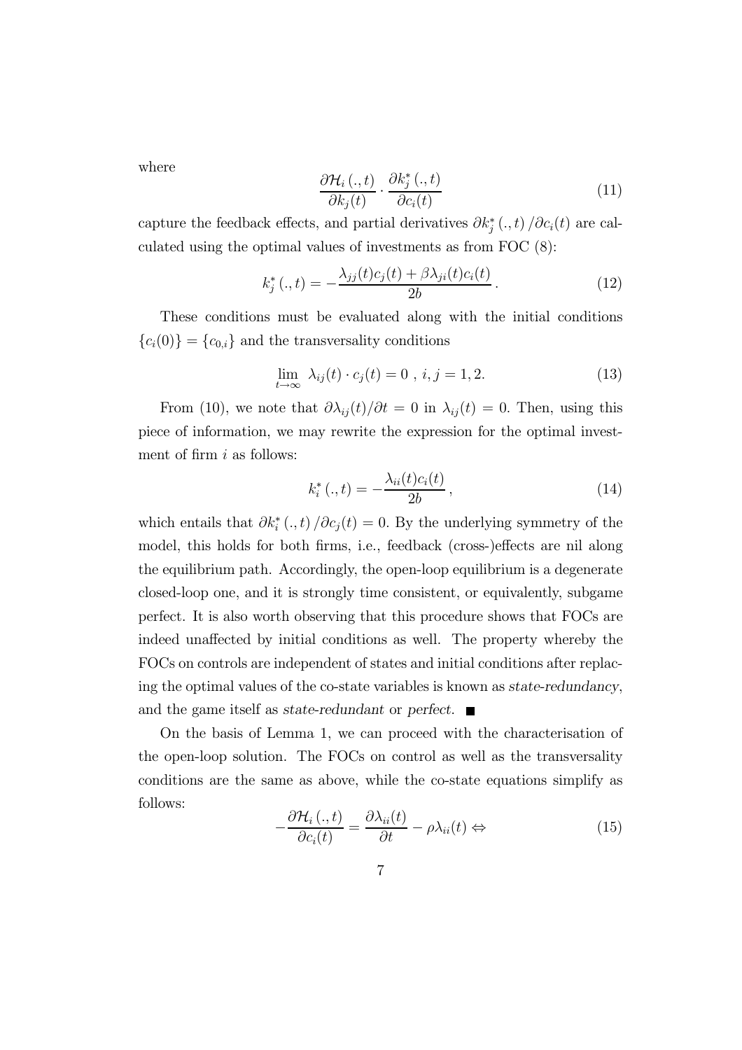where

$$\frac{\partial \mathcal{H}_i(.,t)}{\partial k_j(t)} \cdot \frac{\partial k_j^*(.,t)}{\partial c_i(t)} \tag{11}$$

capture the feedback effects, and partial derivatives $\partial k_j^*(.,t)/\partial c_i(t)$ are calculated using the optimal values of investments as from FOC (8):

$$k_j^*(.,t) = -\frac{\lambda_{jj}(t)c_j(t) + \beta\lambda_{ji}(t)c_i(t)}{2b}. \tag{12}$$

These conditions must be evaluated along with the initial conditions $\{c_i(0)\} = \{c_{0,i}\}$ and the transversality conditions

$$\lim_{t\to\infty} \lambda_{ij}(t) \cdot c_j(t) = 0 \ , \ i,j = 1,2. \tag{13}$$

From (10), we note that $\partial\lambda_{ij}(t)/\partial t = 0$ in $\lambda_{ij}(t) = 0$. Then, using this piece of information, we may rewrite the expression for the optimal investment of firm $i$ as follows:

$$k_i^*(.,t) = -\frac{\lambda_{ii}(t)c_i(t)}{2b}, \tag{14}$$

which entails that $\partial k_i^*(.,t)/\partial c_j(t) = 0$. By the underlying symmetry of the model, this holds for both firms, i.e., feedback (cross-)effects are nil along the equilibrium path. Accordingly, the open-loop equilibrium is a degenerate closed-loop one, and it is strongly time consistent, or equivalently, subgame perfect. It is also worth observing that this procedure shows that FOCs are indeed unaffected by initial conditions as well. The property whereby the FOCs on controls are independent of states and initial conditions after replacing the optimal values of the co-state variables is known as *state-redundancy*, and the game itself as *state-redundant* or *perfect*. ∎

On the basis of Lemma 1, we can proceed with the characterisation of the open-loop solution. The FOCs on control as well as the transversality conditions are the same as above, while the co-state equations simplify as follows:

$$-\frac{\partial \mathcal{H}_i(.,t)}{\partial c_i(t)} = \frac{\partial \lambda_{ii}(t)}{\partial t} - \rho\lambda_{ii}(t) \Leftrightarrow \tag{15}$$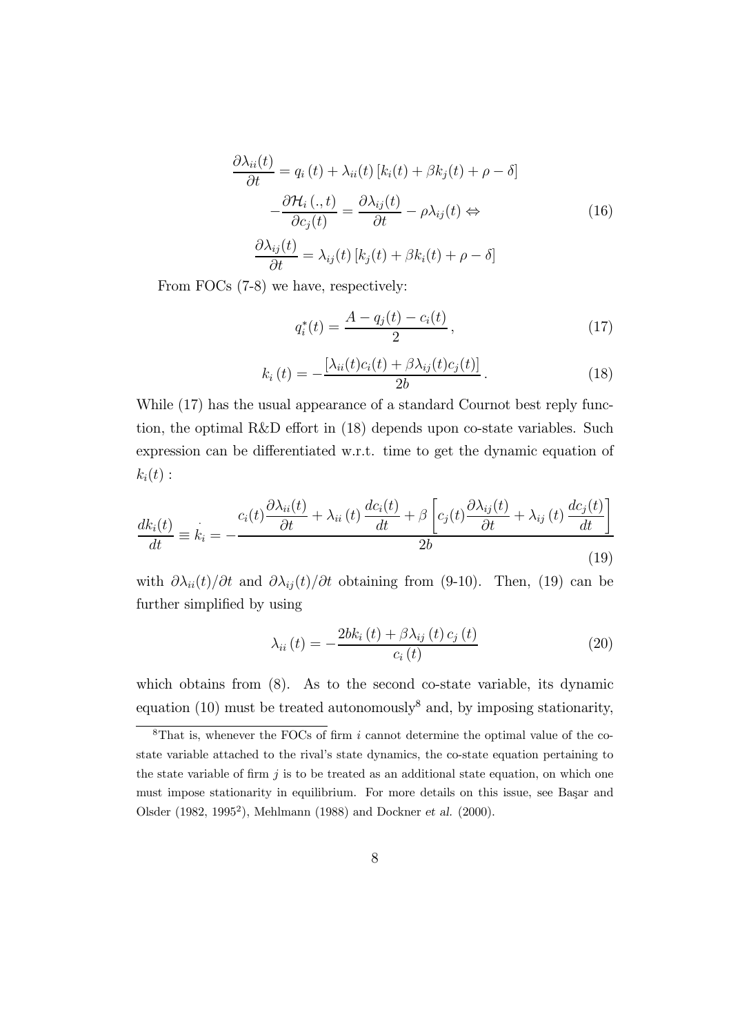$$\frac{\partial \lambda_{ii}(t)}{\partial t} = q_i(t) + \lambda_{ii}(t)\left[k_i(t) + \beta k_j(t) + \rho - \delta\right]$$

$$-\frac{\partial \mathcal{H}_i(.,t)}{\partial c_j(t)} = \frac{\partial \lambda_{ij}(t)}{\partial t} - \rho \lambda_{ij}(t) \Leftrightarrow \tag{16}$$

$$\frac{\partial \lambda_{ij}(t)}{\partial t} = \lambda_{ij}(t)\left[k_j(t) + \beta k_i(t) + \rho - \delta\right]$$

From FOCs (7-8) we have, respectively:

$$q_i^*(t) = \frac{A - q_j(t) - c_i(t)}{2}, \tag{17}$$

$$k_i(t) = -\frac{\left[\lambda_{ii}(t)c_i(t) + \beta\lambda_{ij}(t)c_j(t)\right]}{2b}. \tag{18}$$

While (17) has the usual appearance of a standard Cournot best reply function, the optimal R&D effort in (18) depends upon co-state variables. Such expression can be differentiated w.r.t. time to get the dynamic equation of $k_i(t)$:

$$\frac{dk_i(t)}{dt} \equiv \dot{k_i} = -\frac{c_i(t)\dfrac{\partial \lambda_{ii}(t)}{\partial t} + \lambda_{ii}(t)\dfrac{dc_i(t)}{dt} + \beta\left[c_j(t)\dfrac{\partial \lambda_{ij}(t)}{\partial t} + \lambda_{ij}(t)\dfrac{dc_j(t)}{dt}\right]}{2b} \tag{19}$$

with $\partial\lambda_{ii}(t)/\partial t$ and $\partial\lambda_{ij}(t)/\partial t$ obtaining from (9-10). Then, (19) can be further simplified by using

$$\lambda_{ii}(t) = -\frac{2bk_i(t) + \beta\lambda_{ij}(t)c_j(t)}{c_i(t)} \tag{20}$$

which obtains from (8). As to the second co-state variable, its dynamic equation (10) must be treated autonomously[8] and, by imposing stationarity,

[8] That is, whenever the FOCs of firm $i$ cannot determine the optimal value of the co-state variable attached to the rival's state dynamics, the co-state equation pertaining to the state variable of firm $j$ is to be treated as an additional state equation, on which one must impose stationarity in equilibrium. For more details on this issue, see Başar and Olsder (1982, 1995[2]), Mehlmann (1988) and Dockner *et al.* (2000).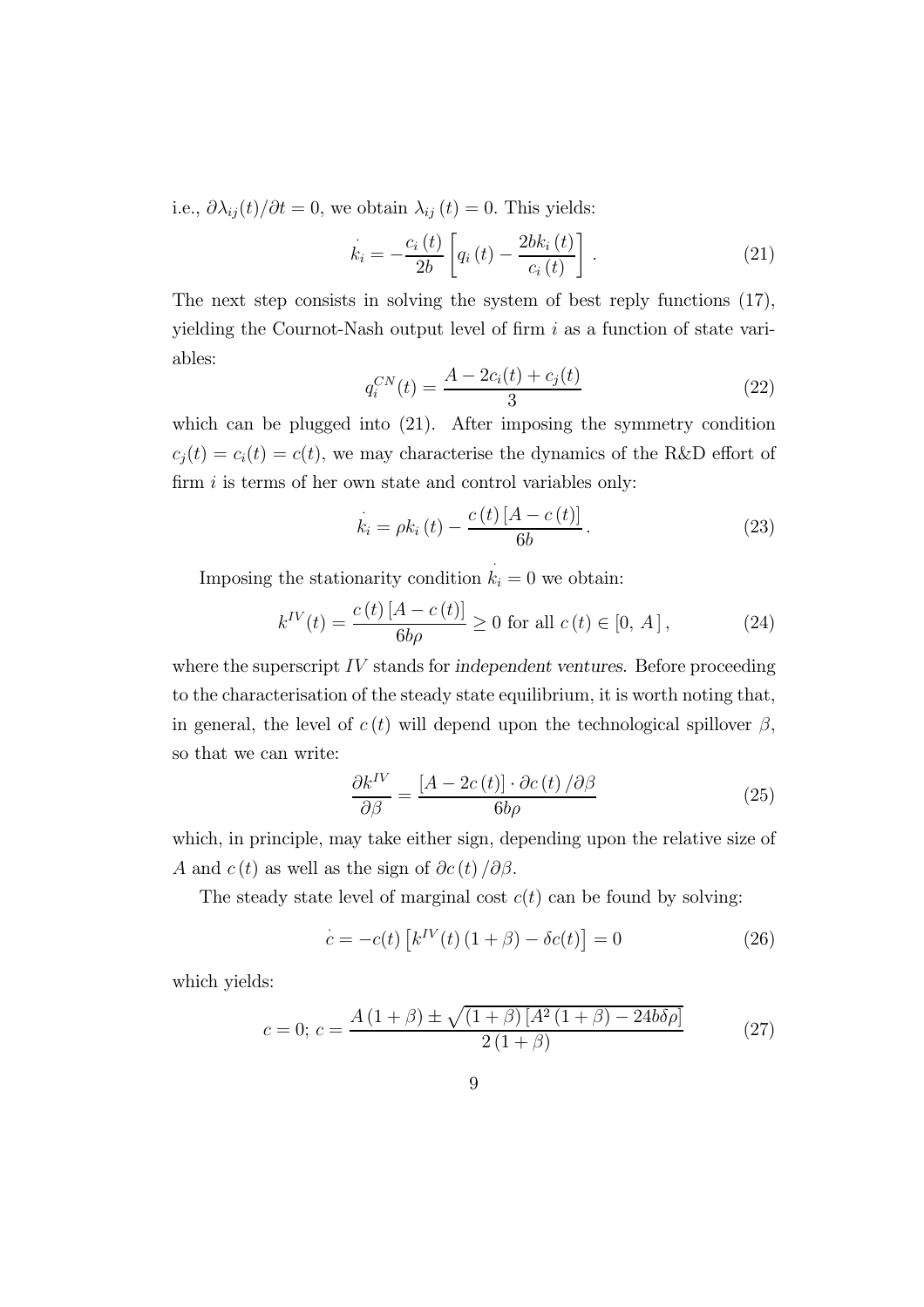i.e., $\partial\lambda_{ij}(t)/\partial t = 0$, we obtain $\lambda_{ij}(t) = 0$. This yields:

$$\dot{k}_i = -\frac{c_i(t)}{2b}\left[q_i(t) - \frac{2bk_i(t)}{c_i(t)}\right]. \tag{21}$$

The next step consists in solving the system of best reply functions (17), yielding the Cournot-Nash output level of firm $i$ as a function of state variables:

$$q_i^{CN}(t) = \frac{A - 2c_i(t) + c_j(t)}{3} \tag{22}$$

which can be plugged into (21). After imposing the symmetry condition $c_j(t) = c_i(t) = c(t)$, we may characterise the dynamics of the R&D effort of firm $i$ is terms of her own state and control variables only:

$$\dot{k}_i = \rho k_i(t) - \frac{c(t)[A - c(t)]}{6b}. \tag{23}$$

Imposing the stationarity condition $\dot{k}_i = 0$ we obtain:

$$k^{IV}(t) = \frac{c(t)[A - c(t)]}{6b\rho} \geq 0 \text{ for all } c(t) \in [0,\ A], \tag{24}$$

where the superscript $IV$ stands for *independent ventures*. Before proceeding to the characterisation of the steady state equilibrium, it is worth noting that, in general, the level of $c(t)$ will depend upon the technological spillover $\beta$, so that we can write:

$$\frac{\partial k^{IV}}{\partial \beta} = \frac{[A - 2c(t)] \cdot \partial c(t)/\partial \beta}{6b\rho} \tag{25}$$

which, in principle, may take either sign, depending upon the relative size of $A$ and $c(t)$ as well as the sign of $\partial c(t)/\partial \beta$.

The steady state level of marginal cost $c(t)$ can be found by solving:

$$\dot{c} = -c(t)\left[k^{IV}(t)(1+\beta) - \delta c(t)\right] = 0 \tag{26}$$

which yields:

$$c = 0;\ c = \frac{A(1+\beta) \pm \sqrt{(1+\beta)\left[A^2(1+\beta) - 24b\delta\rho\right]}}{2(1+\beta)} \tag{27}$$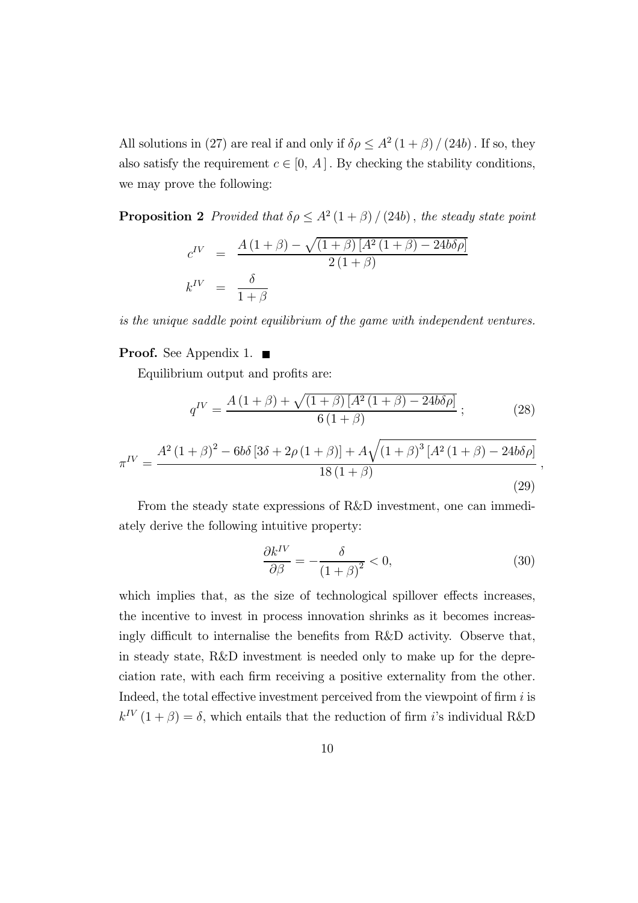All solutions in (27) are real if and only if $\delta\rho \leq A^2(1+\beta)/(24b)$. If so, they also satisfy the requirement $c \in [0, A]$. By checking the stability conditions, we may prove the following:

**Proposition 2** *Provided that* $\delta\rho \leq A^2(1+\beta)/(24b)$, *the steady state point*

$$
\begin{aligned}
c^{IV} &= \frac{A(1+\beta) - \sqrt{(1+\beta)\left[A^2(1+\beta) - 24b\delta\rho\right]}}{2(1+\beta)} \\
k^{IV} &= \frac{\delta}{1+\beta}
\end{aligned}
$$

*is the unique saddle point equilibrium of the game with independent ventures.*

**Proof.** See Appendix 1. ■

Equilibrium output and profits are:

$$
q^{IV} = \frac{A(1+\beta) + \sqrt{(1+\beta)\left[A^2(1+\beta) - 24b\delta\rho\right]}}{6(1+\beta)}; \tag{28}
$$

$$
\pi^{IV} = \frac{A^2(1+\beta)^2 - 6b\delta\left[3\delta + 2\rho(1+\beta)\right] + A\sqrt{(1+\beta)^3\left[A^2(1+\beta) - 24b\delta\rho\right]}}{18(1+\beta)}, \tag{29}
$$

From the steady state expressions of R&D investment, one can immediately derive the following intuitive property:

$$
\frac{\partial k^{IV}}{\partial \beta} = -\frac{\delta}{(1+\beta)^2} < 0, \tag{30}
$$

which implies that, as the size of technological spillover effects increases, the incentive to invest in process innovation shrinks as it becomes increasingly difficult to internalise the benefits from R&D activity. Observe that, in steady state, R&D investment is needed only to make up for the depreciation rate, with each firm receiving a positive externality from the other. Indeed, the total effective investment perceived from the viewpoint of firm $i$ is $k^{IV}(1+\beta) = \delta$, which entails that the reduction of firm $i$'s individual R&D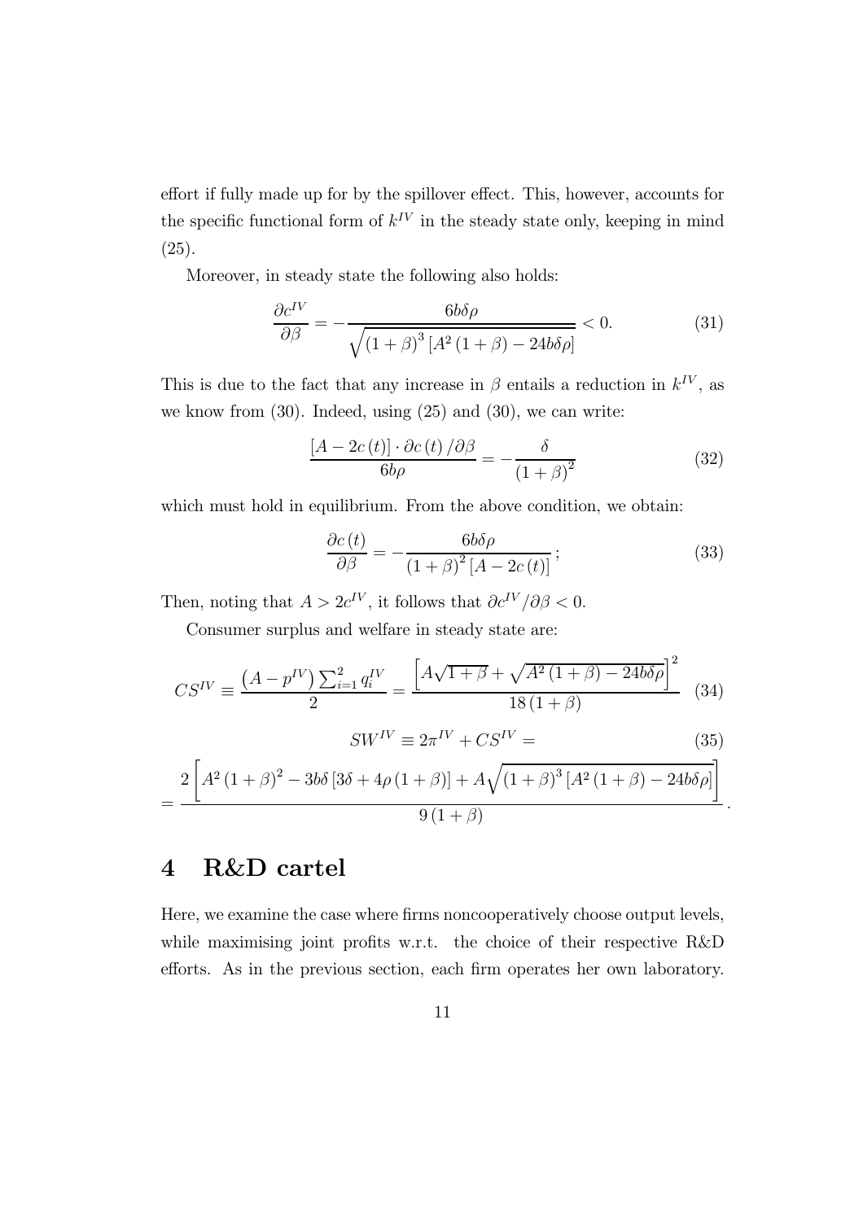effort if fully made up for by the spillover effect. This, however, accounts for the specific functional form of $k^{IV}$ in the steady state only, keeping in mind (25).

Moreover, in steady state the following also holds:

$$\frac{\partial c^{IV}}{\partial \beta} = -\frac{6b\delta\rho}{\sqrt{(1+\beta)^3 \left[A^2(1+\beta) - 24b\delta\rho\right]}} < 0. \tag{31}$$

This is due to the fact that any increase in $\beta$ entails a reduction in $k^{IV}$, as we know from (30). Indeed, using (25) and (30), we can write:

$$\frac{[A - 2c(t)] \cdot \partial c(t)/\partial \beta}{6b\rho} = -\frac{\delta}{(1+\beta)^2} \tag{32}$$

which must hold in equilibrium. From the above condition, we obtain:

$$\frac{\partial c(t)}{\partial \beta} = -\frac{6b\delta\rho}{(1+\beta)^2 [A - 2c(t)]}; \tag{33}$$

Then, noting that $A > 2c^{IV}$, it follows that $\partial c^{IV}/\partial \beta < 0$.

Consumer surplus and welfare in steady state are:

$$CS^{IV} \equiv \frac{\left(A - p^{IV}\right)\sum_{i=1}^{2} q_i^{IV}}{2} = \frac{\left[A\sqrt{1+\beta} + \sqrt{A^2(1+\beta) - 24b\delta\rho}\right]^2}{18(1+\beta)} \tag{34}$$

$$SW^{IV} \equiv 2\pi^{IV} + CS^{IV} = \tag{35}$$

$$= \frac{2\left[A^2(1+\beta)^2 - 3b\delta\left[3\delta + 4\rho(1+\beta)\right] + A\sqrt{(1+\beta)^3\left[A^2(1+\beta) - 24b\delta\rho\right]}\right]}{9(1+\beta)}.$$

# 4 R&D cartel

Here, we examine the case where firms noncooperatively choose output levels, while maximising joint profits w.r.t. the choice of their respective R&D efforts. As in the previous section, each firm operates her own laboratory.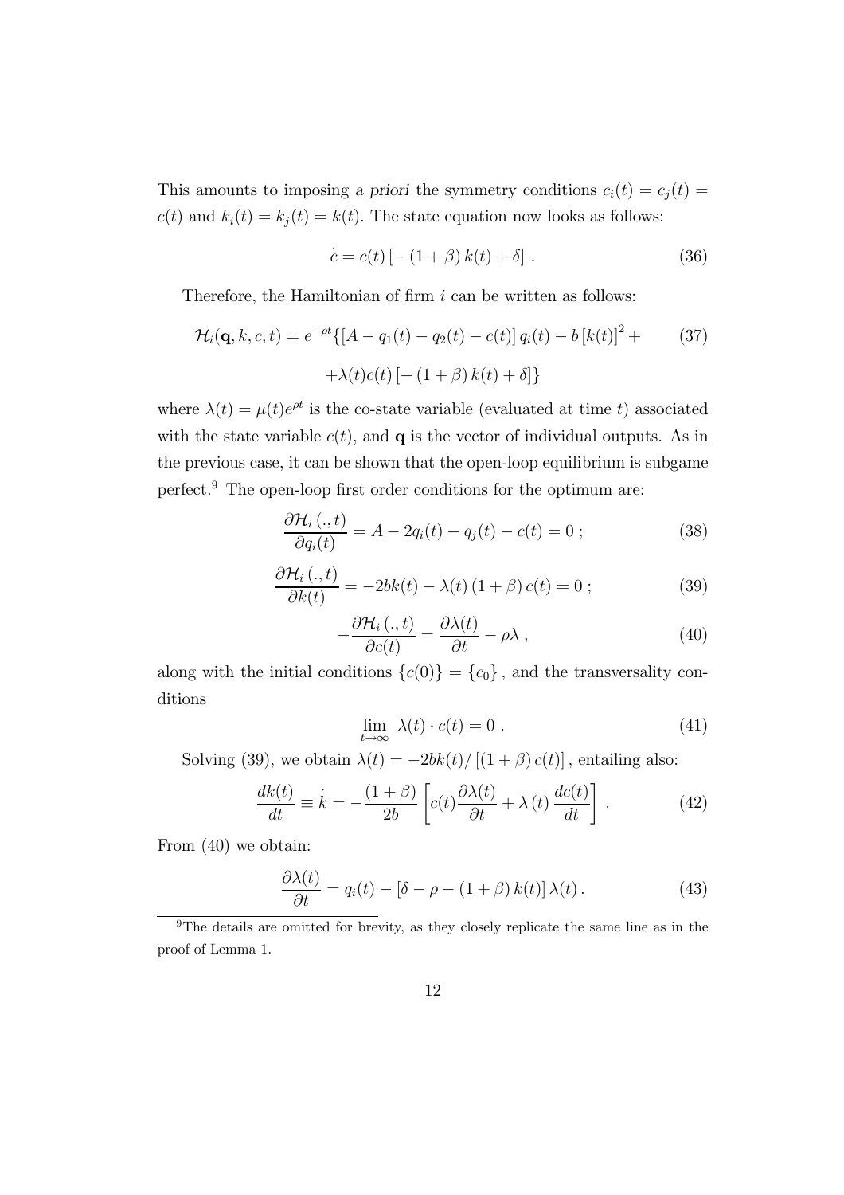This amounts to imposing *a priori* the symmetry conditions $c_i(t) = c_j(t) = c(t)$ and $k_i(t) = k_j(t) = k(t)$. The state equation now looks as follows:

$$\dot{c} = c(t) \left[ - (1+\beta) k(t) + \delta \right] . \tag{36}$$

Therefore, the Hamiltonian of firm $i$ can be written as follows:

$$\begin{aligned} \mathcal{H}_i(\mathbf{q}, k, c, t) = e^{-\rho t} \{ & [A - q_1(t) - q_2(t) - c(t)] \, q_i(t) - b \, [k(t)]^2 + \\ & + \lambda(t) c(t) \left[ - (1+\beta) k(t) + \delta \right] \} \end{aligned} \tag{37}$$

where $\lambda(t) = \mu(t) e^{\rho t}$ is the co-state variable (evaluated at time $t$) associated with the state variable $c(t)$, and $\mathbf{q}$ is the vector of individual outputs. As in the previous case, it can be shown that the open-loop equilibrium is subgame perfect.[9] The open-loop first order conditions for the optimum are:

$$\frac{\partial \mathcal{H}_i(.,t)}{\partial q_i(t)} = A - 2q_i(t) - q_j(t) - c(t) = 0 \, ; \tag{38}$$

$$\frac{\partial \mathcal{H}_i(.,t)}{\partial k(t)} = -2bk(t) - \lambda(t) (1+\beta) c(t) = 0 \, ; \tag{39}$$

$$-\frac{\partial \mathcal{H}_i(.,t)}{\partial c(t)} = \frac{\partial \lambda(t)}{\partial t} - \rho \lambda \, , \tag{40}$$

along with the initial conditions $\{c(0)\} = \{c_0\}$, and the transversality conditions

$$\lim_{t \to \infty} \lambda(t) \cdot c(t) = 0 \, . \tag{41}$$

Solving (39), we obtain $\lambda(t) = -2bk(t) / [(1+\beta) c(t)]$, entailing also:

$$\frac{dk(t)}{dt} \equiv \dot{k} = -\frac{(1+\beta)}{2b} \left[ c(t) \frac{\partial \lambda(t)}{\partial t} + \lambda(t) \frac{dc(t)}{dt} \right] . \tag{42}$$

From (40) we obtain:

$$\frac{\partial \lambda(t)}{\partial t} = q_i(t) - \left[ \delta - \rho - (1+\beta) k(t) \right] \lambda(t) \, . \tag{43}$$

[9] The details are omitted for brevity, as they closely replicate the same line as in the proof of Lemma 1.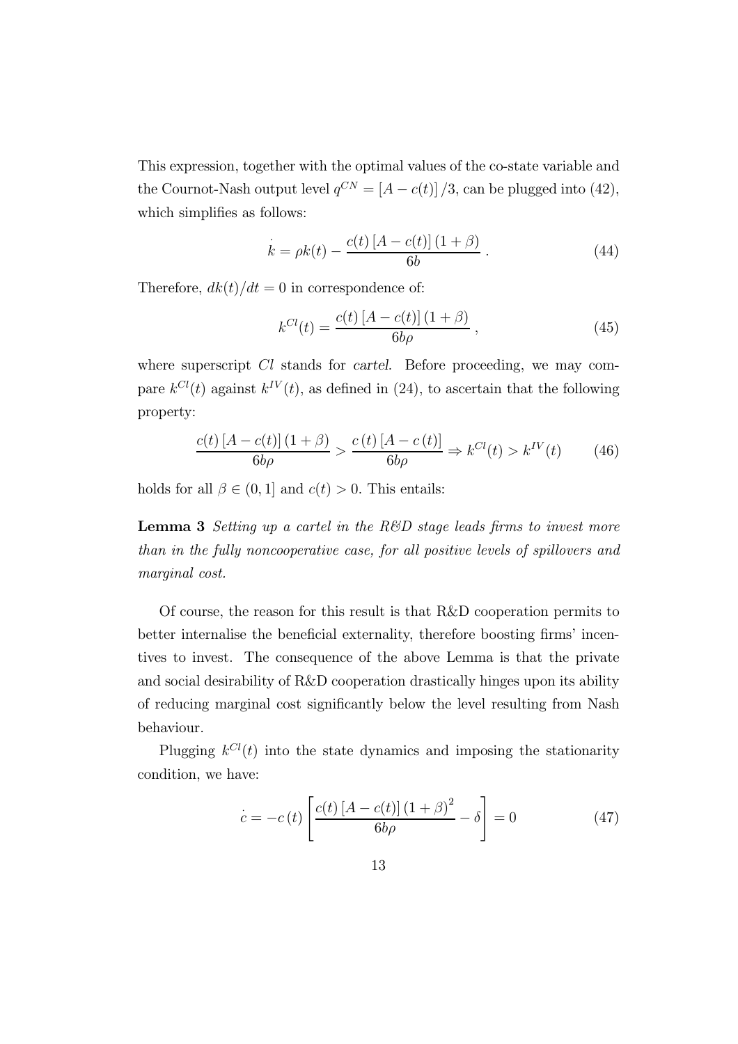This expression, together with the optimal values of the co-state variable and the Cournot-Nash output level $q^{CN} = [A - c(t)]/3$, can be plugged into (42), which simplifies as follows:

$$\dot{k} = \rho k(t) - \frac{c(t)[A - c(t)](1+\beta)}{6b}. \tag{44}$$

Therefore, $dk(t)/dt = 0$ in correspondence of:

$$k^{Cl}(t) = \frac{c(t)[A - c(t)](1+\beta)}{6b\rho}, \tag{45}$$

where superscript $Cl$ stands for *cartel*. Before proceeding, we may compare $k^{Cl}(t)$ against $k^{IV}(t)$, as defined in (24), to ascertain that the following property:

$$\frac{c(t)[A - c(t)](1+\beta)}{6b\rho} > \frac{c(t)[A - c(t)]}{6b\rho} \Rightarrow k^{Cl}(t) > k^{IV}(t) \tag{46}$$

holds for all $\beta \in (0, 1]$ and $c(t) > 0$. This entails:

**Lemma 3** *Setting up a cartel in the R&D stage leads firms to invest more than in the fully noncooperative case, for all positive levels of spillovers and marginal cost.*

Of course, the reason for this result is that R&D cooperation permits to better internalise the beneficial externality, therefore boosting firms' incentives to invest. The consequence of the above Lemma is that the private and social desirability of R&D cooperation drastically hinges upon its ability of reducing marginal cost significantly below the level resulting from Nash behaviour.

Plugging $k^{Cl}(t)$ into the state dynamics and imposing the stationarity condition, we have:

$$\dot{c} = -c(t)\left[\frac{c(t)[A - c(t)](1+\beta)^2}{6b\rho} - \delta\right] = 0 \tag{47}$$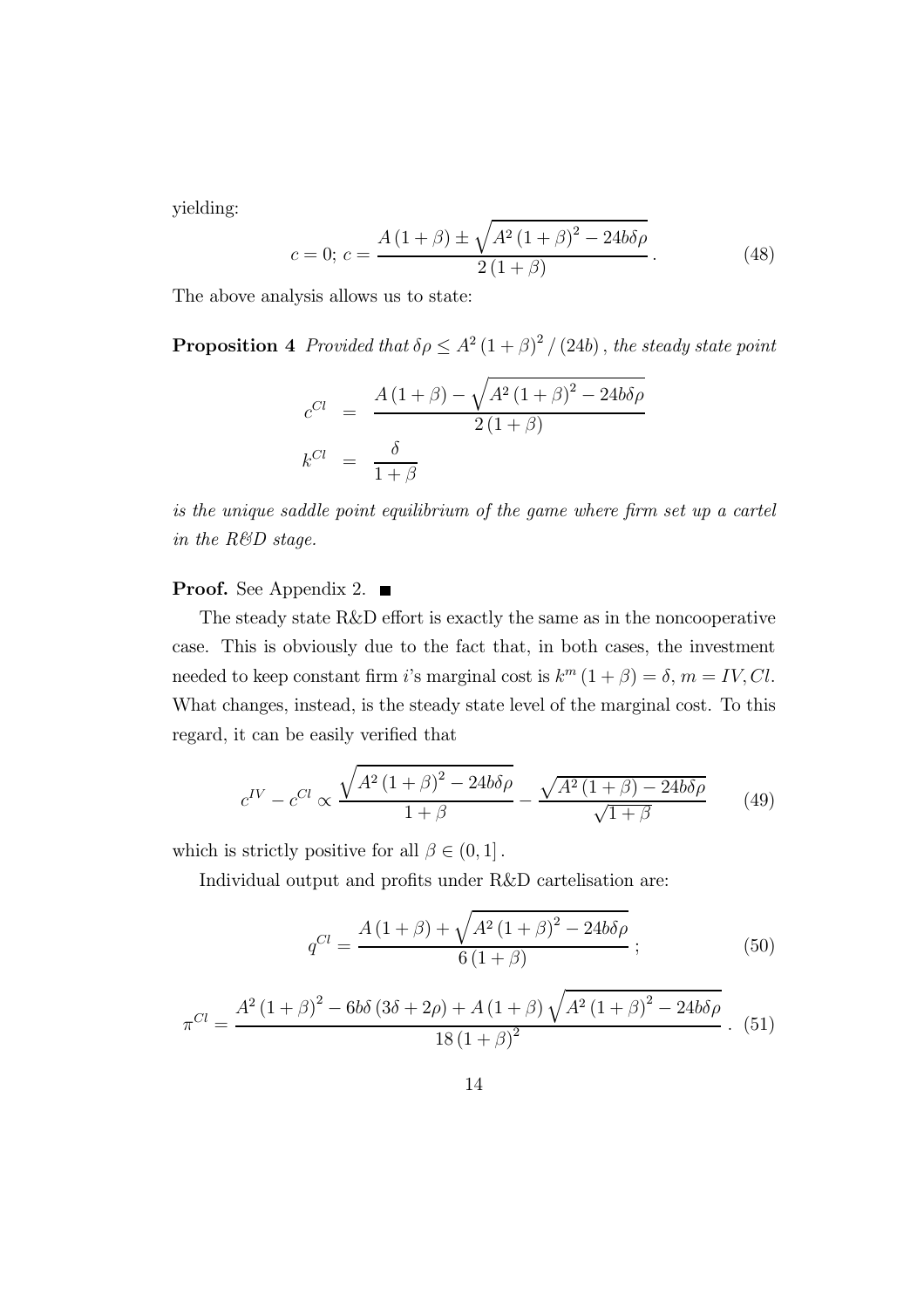yielding:

$$c = 0;\ c = \frac{A(1+\beta) \pm \sqrt{A^2(1+\beta)^2 - 24b\delta\rho}}{2(1+\beta)}. \tag{48}$$

The above analysis allows us to state:

**Proposition 4** *Provided that* $\delta\rho \leq A^2(1+\beta)^2/(24b)$, *the steady state point*

$$\begin{aligned} c^{Cl} &= \frac{A(1+\beta) - \sqrt{A^2(1+\beta)^2 - 24b\delta\rho}}{2(1+\beta)} \\ k^{Cl} &= \frac{\delta}{1+\beta} \end{aligned}$$

*is the unique saddle point equilibrium of the game where firm set up a cartel in the R&D stage.*

**Proof.** See Appendix 2. ■

The steady state R&D effort is exactly the same as in the noncooperative case. This is obviously due to the fact that, in both cases, the investment needed to keep constant firm $i$'s marginal cost is $k^m(1+\beta) = \delta$, $m = IV, Cl$. What changes, instead, is the steady state level of the marginal cost. To this regard, it can be easily verified that

$$c^{IV} - c^{Cl} \propto \frac{\sqrt{A^2(1+\beta)^2 - 24b\delta\rho}}{1+\beta} - \frac{\sqrt{A^2(1+\beta) - 24b\delta\rho}}{\sqrt{1+\beta}} \tag{49}$$

which is strictly positive for all $\beta \in (0, 1]$.

Individual output and profits under R&D cartelisation are:

$$q^{Cl} = \frac{A(1+\beta) + \sqrt{A^2(1+\beta)^2 - 24b\delta\rho}}{6(1+\beta)}; \tag{50}$$

$$\pi^{Cl} = \frac{A^2(1+\beta)^2 - 6b\delta(3\delta + 2\rho) + A(1+\beta)\sqrt{A^2(1+\beta)^2 - 24b\delta\rho}}{18(1+\beta)^2}. \tag{51}$$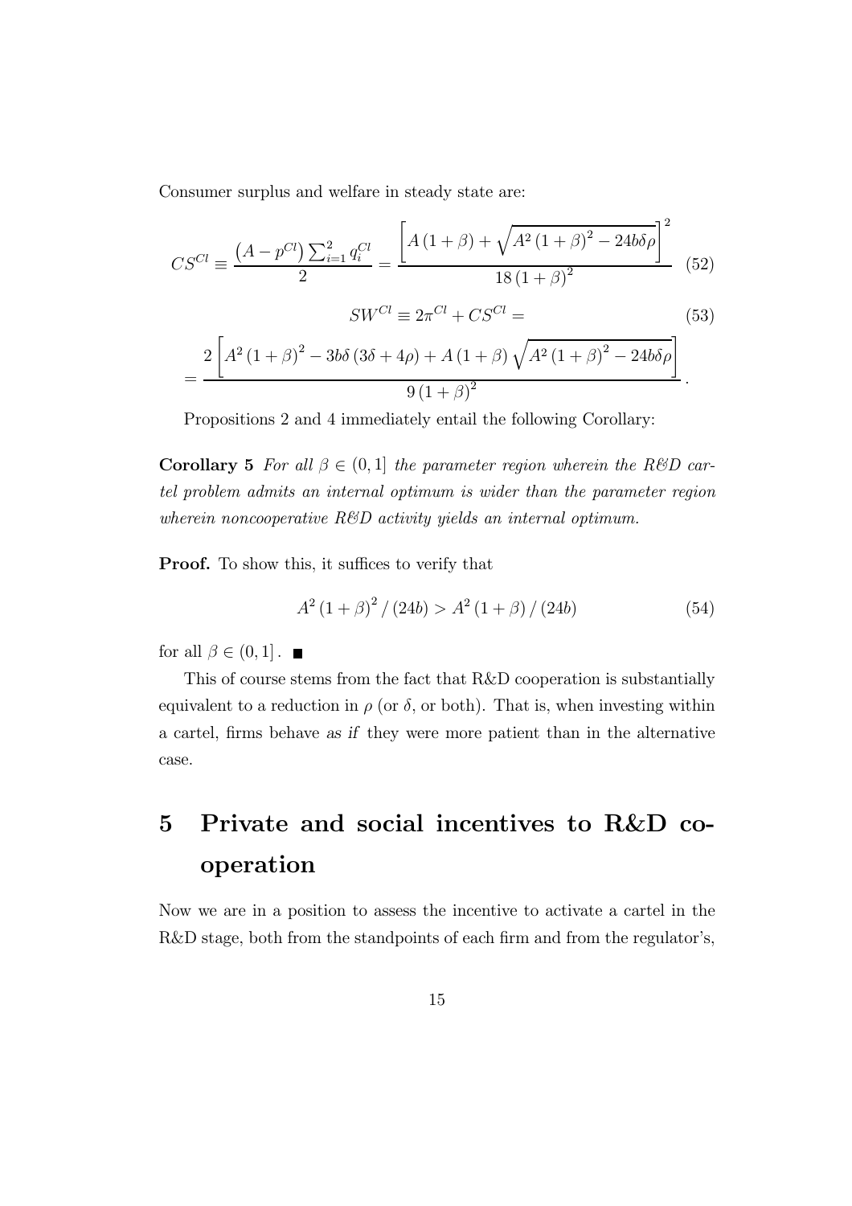Consumer surplus and welfare in steady state are:

$$CS^{Cl} \equiv \frac{\left(A - p^{Cl}\right)\sum_{i=1}^{2} q_i^{Cl}}{2} = \frac{\left[A\left(1+\beta\right) + \sqrt{A^2\left(1+\beta\right)^2 - 24b\delta\rho}\right]^2}{18\left(1+\beta\right)^2} \tag{52}$$

$$SW^{Cl} \equiv 2\pi^{Cl} + CS^{Cl} = \tag{53}$$

$$= \frac{2\left[A^2\left(1+\beta\right)^2 - 3b\delta\left(3\delta + 4\rho\right) + A\left(1+\beta\right)\sqrt{A^2\left(1+\beta\right)^2 - 24b\delta\rho}\right]}{9\left(1+\beta\right)^2}.$$

Propositions 2 and 4 immediately entail the following Corollary:

**Corollary 5** *For all $\beta \in (0, 1]$ the parameter region wherein the R&D cartel problem admits an internal optimum is wider than the parameter region wherein noncooperative R&D activity yields an internal optimum.*

**Proof.** To show this, it suffices to verify that

$$A^2\left(1+\beta\right)^2 / \left(24b\right) > A^2\left(1+\beta\right) / \left(24b\right) \tag{54}$$

for all $\beta \in (0, 1]$. ■

This of course stems from the fact that R&D cooperation is substantially equivalent to a reduction in $\rho$ (or $\delta$, or both). That is, when investing within a cartel, firms behave *as if* they were more patient than in the alternative case.

# 5 Private and social incentives to R&D cooperation

Now we are in a position to assess the incentive to activate a cartel in the R&D stage, both from the standpoints of each firm and from the regulator's,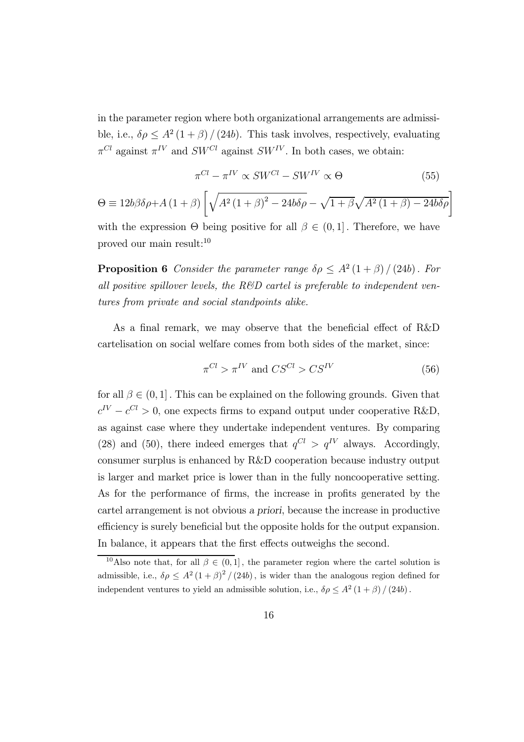in the parameter region where both organizational arrangements are admissible, i.e., $\delta\rho \leq A^2(1+\beta)/(24b)$. This task involves, respectively, evaluating $\pi^{Cl}$ against $\pi^{IV}$ and $SW^{Cl}$ against $SW^{IV}$. In both cases, we obtain:

$$\pi^{Cl} - \pi^{IV} \propto SW^{Cl} - SW^{IV} \propto \Theta \tag{55}$$

$$\Theta \equiv 12b\beta\delta\rho + A(1+\beta)\left[\sqrt{A^2(1+\beta)^2 - 24b\delta\rho} - \sqrt{1+\beta}\sqrt{A^2(1+\beta) - 24b\delta\rho}\right]$$

with the expression $\Theta$ being positive for all $\beta \in (0,1]$. Therefore, we have proved our main result:[10]

**Proposition 6** *Consider the parameter range $\delta\rho \leq A^2(1+\beta)/(24b)$. For all positive spillover levels, the R&D cartel is preferable to independent ventures from private and social standpoints alike.*

As a final remark, we may observe that the beneficial effect of R&D cartelisation on social welfare comes from both sides of the market, since:

$$\pi^{Cl} > \pi^{IV} \text{ and } CS^{Cl} > CS^{IV} \tag{56}$$

for all $\beta \in (0,1]$. This can be explained on the following grounds. Given that $c^{IV} - c^{Cl} > 0$, one expects firms to expand output under cooperative R&D, as against case where they undertake independent ventures. By comparing (28) and (50), there indeed emerges that $q^{Cl} > q^{IV}$ always. Accordingly, consumer surplus is enhanced by R&D cooperation because industry output is larger and market price is lower than in the fully noncooperative setting. As for the performance of firms, the increase in profits generated by the cartel arrangement is not obvious *a priori*, because the increase in productive efficiency is surely beneficial but the opposite holds for the output expansion. In balance, it appears that the first effects outweighs the second.

[10] Also note that, for all $\beta \in (0,1]$, the parameter region where the cartel solution is admissible, i.e., $\delta\rho \leq A^2(1+\beta)^2/(24b)$, is wider than the analogous region defined for independent ventures to yield an admissible solution, i.e., $\delta\rho \leq A^2(1+\beta)/(24b)$.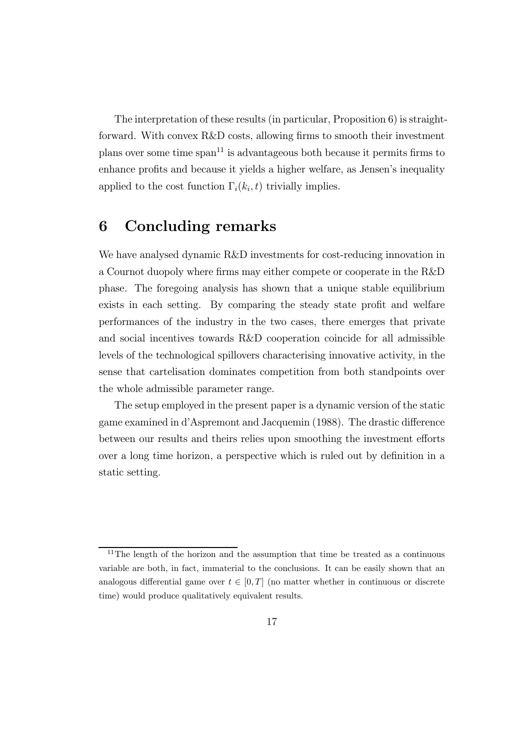The interpretation of these results (in particular, Proposition 6) is straightforward. With convex R&D costs, allowing firms to smooth their investment plans over some time span[11] is advantageous both because it permits firms to enhance profits and because it yields a higher welfare, as Jensen's inequality applied to the cost function $\Gamma_i(k_i, t)$ trivially implies.

# 6 Concluding remarks

We have analysed dynamic R&D investments for cost-reducing innovation in a Cournot duopoly where firms may either compete or cooperate in the R&D phase. The foregoing analysis has shown that a unique stable equilibrium exists in each setting. By comparing the steady state profit and welfare performances of the industry in the two cases, there emerges that private and social incentives towards R&D cooperation coincide for all admissible levels of the technological spillovers characterising innovative activity, in the sense that cartelisation dominates competition from both standpoints over the whole admissible parameter range.

The setup employed in the present paper is a dynamic version of the static game examined in d'Aspremont and Jacquemin (1988). The drastic difference between our results and theirs relies upon smoothing the investment efforts over a long time horizon, a perspective which is ruled out by definition in a static setting.

[11] The length of the horizon and the assumption that time be treated as a continuous variable are both, in fact, immaterial to the conclusions. It can be easily shown that an analogous differential game over $t \in [0, T]$ (no matter whether in continuous or discrete time) would produce qualitatively equivalent results.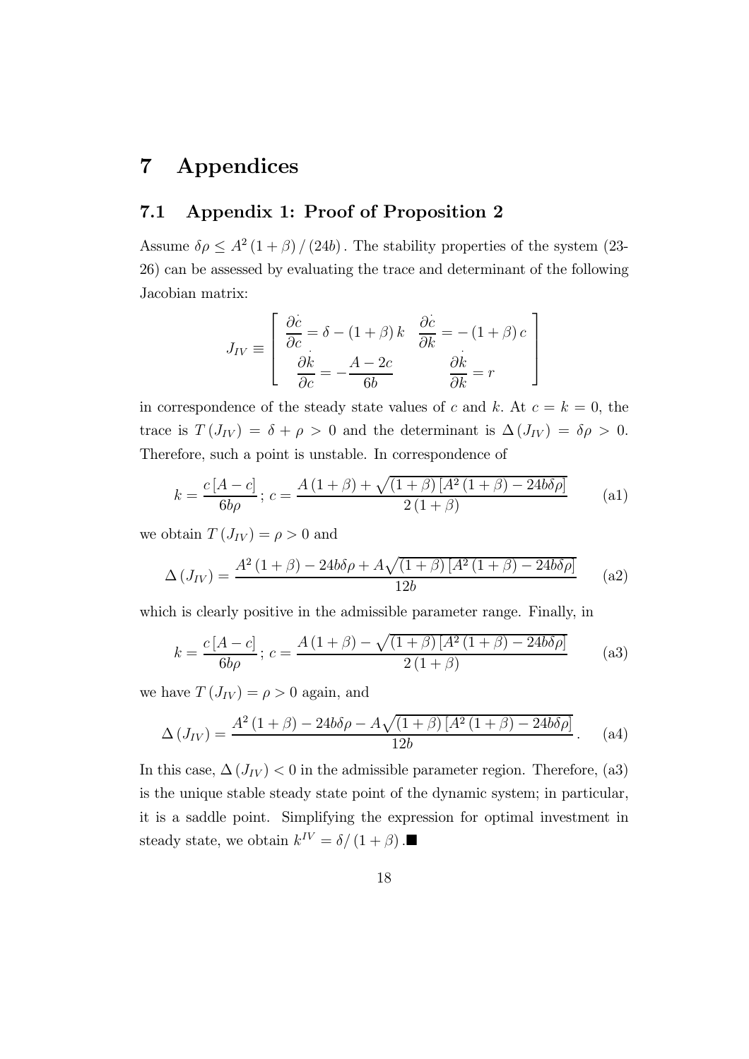# 7 Appendices

## 7.1 Appendix 1: Proof of Proposition 2

Assume $\delta\rho \leq A^2 (1+\beta) / (24b)$. The stability properties of the system (23-26) can be assessed by evaluating the trace and determinant of the following Jacobian matrix:

$$J_{IV} \equiv \left[ \begin{array}{cc} \dfrac{\partial \dot{c}}{\partial c} = \delta - (1+\beta) k & \dfrac{\partial \dot{c}}{\partial k} = -(1+\beta) c \\ \dfrac{\partial \dot{k}}{\partial c} = -\dfrac{A - 2c}{6b} & \dfrac{\partial \dot{k}}{\partial k} = r \end{array} \right]$$

in correspondence of the steady state values of $c$ and $k$. At $c = k = 0$, the trace is $T(J_{IV}) = \delta + \rho > 0$ and the determinant is $\Delta(J_{IV}) = \delta\rho > 0$. Therefore, such a point is unstable. In correspondence of

$$k = \frac{c[A-c]}{6b\rho};\ c = \frac{A(1+\beta) + \sqrt{(1+\beta)[A^2(1+\beta) - 24b\delta\rho]}}{2(1+\beta)} \tag{a1}$$

we obtain $T(J_{IV}) = \rho > 0$ and

$$\Delta(J_{IV}) = \frac{A^2(1+\beta) - 24b\delta\rho + A\sqrt{(1+\beta)[A^2(1+\beta) - 24b\delta\rho]}}{12b} \tag{a2}$$

which is clearly positive in the admissible parameter range. Finally, in

$$k = \frac{c[A-c]}{6b\rho};\ c = \frac{A(1+\beta) - \sqrt{(1+\beta)[A^2(1+\beta) - 24b\delta\rho]}}{2(1+\beta)} \tag{a3}$$

we have $T(J_{IV}) = \rho > 0$ again, and

$$\Delta(J_{IV}) = \frac{A^2(1+\beta) - 24b\delta\rho - A\sqrt{(1+\beta)[A^2(1+\beta) - 24b\delta\rho]}}{12b}. \tag{a4}$$

In this case, $\Delta(J_{IV}) < 0$ in the admissible parameter region. Therefore, (a3) is the unique stable steady state point of the dynamic system; in particular, it is a saddle point. Simplifying the expression for optimal investment in steady state, we obtain $k^{IV} = \delta/(1+\beta)$.■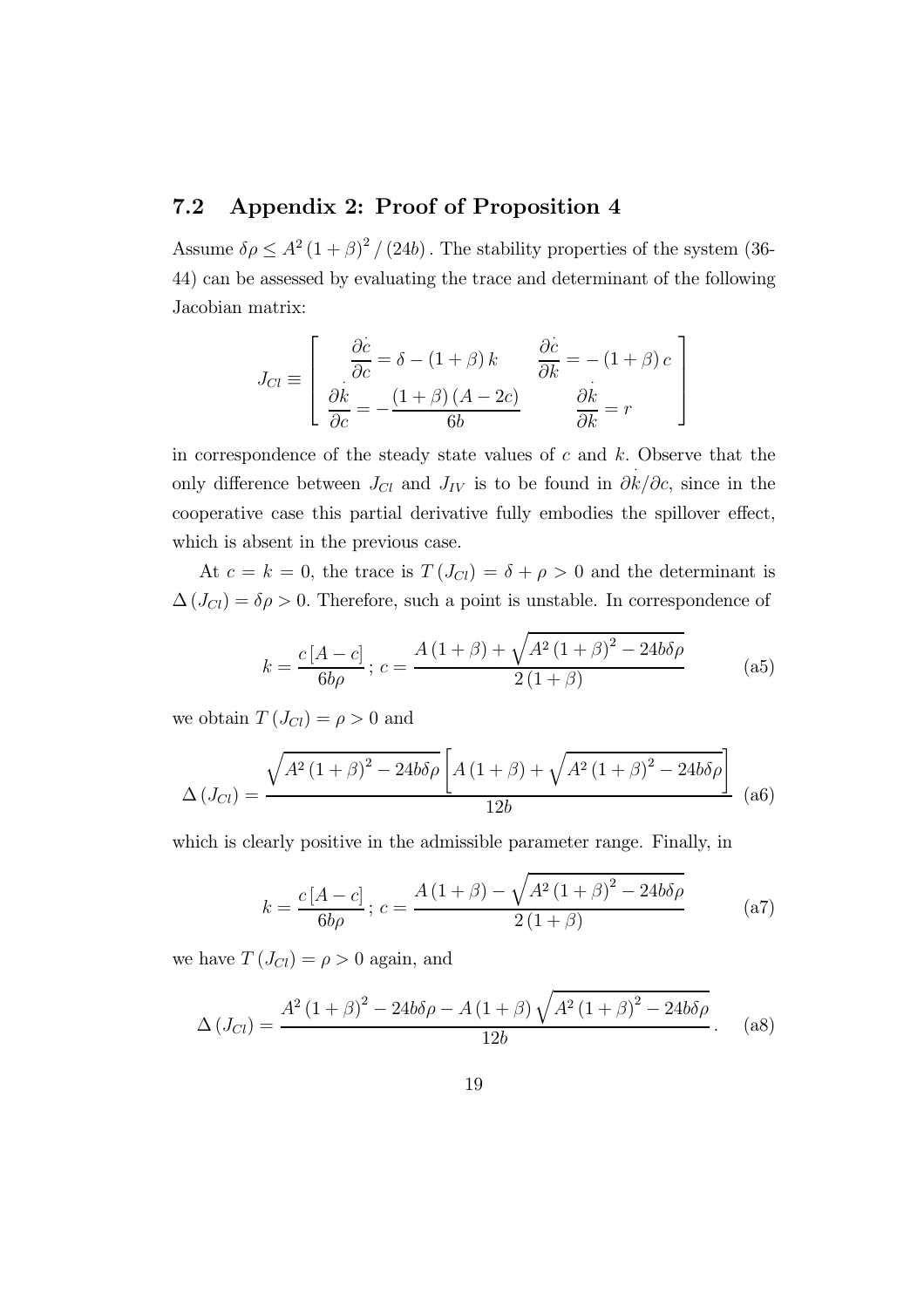### 7.2 Appendix 2: Proof of Proposition 4

Assume $\delta\rho \leq A^2 (1+\beta)^2 / (24b)$. The stability properties of the system (36-44) can be assessed by evaluating the trace and determinant of the following Jacobian matrix:

$$J_{Cl} \equiv \begin{bmatrix} \dfrac{\partial \dot{c}}{\partial c} = \delta - (1+\beta) k & \dfrac{\partial \dot{c}}{\partial k} = -(1+\beta) c \\ \dfrac{\partial \dot{k}}{\partial c} = -\dfrac{(1+\beta)(A-2c)}{6b} & \dfrac{\partial \dot{k}}{\partial k} = r \end{bmatrix}$$

in correspondence of the steady state values of $c$ and $k$. Observe that the only difference between $J_{Cl}$ and $J_{IV}$ is to be found in $\partial \dot{k}/\partial c$, since in the cooperative case this partial derivative fully embodies the spillover effect, which is absent in the previous case.

At $c = k = 0$, the trace is $T(J_{Cl}) = \delta + \rho > 0$ and the determinant is $\Delta(J_{Cl}) = \delta\rho > 0$. Therefore, such a point is unstable. In correspondence of

$$k = \frac{c[A-c]}{6b\rho}\, ; \, c = \frac{A(1+\beta) + \sqrt{A^2(1+\beta)^2 - 24b\delta\rho}}{2(1+\beta)} \tag{a5}$$

we obtain $T(J_{Cl}) = \rho > 0$ and

$$\Delta(J_{Cl}) = \frac{\sqrt{A^2(1+\beta)^2 - 24b\delta\rho}\left[A(1+\beta) + \sqrt{A^2(1+\beta)^2 - 24b\delta\rho}\right]}{12b} \tag{a6}$$

which is clearly positive in the admissible parameter range. Finally, in

$$k = \frac{c[A-c]}{6b\rho}\, ; \, c = \frac{A(1+\beta) - \sqrt{A^2(1+\beta)^2 - 24b\delta\rho}}{2(1+\beta)} \tag{a7}$$

we have $T(J_{Cl}) = \rho > 0$ again, and

$$\Delta(J_{Cl}) = \frac{A^2(1+\beta)^2 - 24b\delta\rho - A(1+\beta)\sqrt{A^2(1+\beta)^2 - 24b\delta\rho}}{12b}. \tag{a8}$$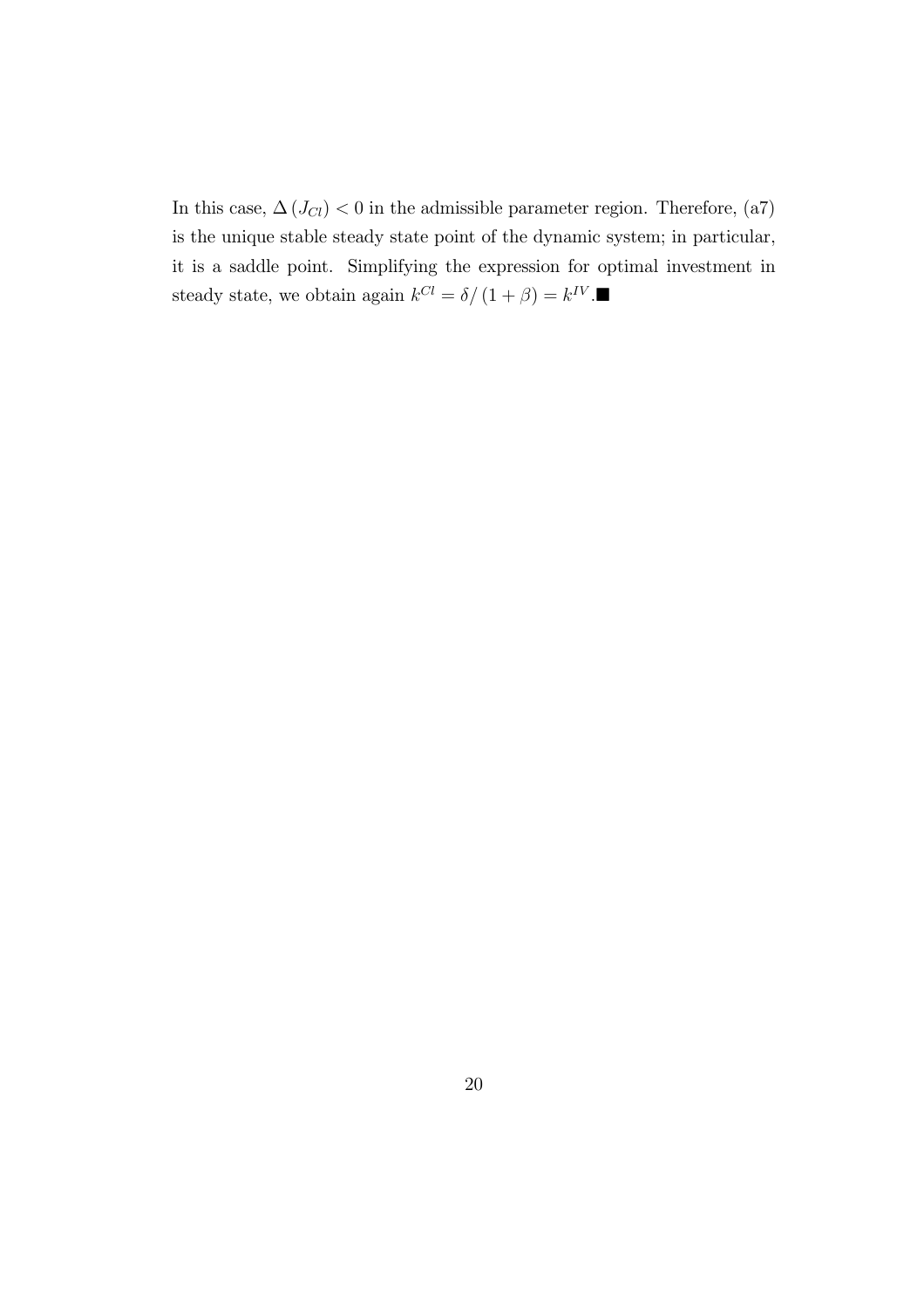In this case, $\Delta(J_{Cl}) < 0$ in the admissible parameter region. Therefore, (a7) is the unique stable steady state point of the dynamic system; in particular, it is a saddle point. Simplifying the expression for optimal investment in steady state, we obtain again $k^{Cl} = \delta/(1+\beta) = k^{IV}$.$\blacksquare$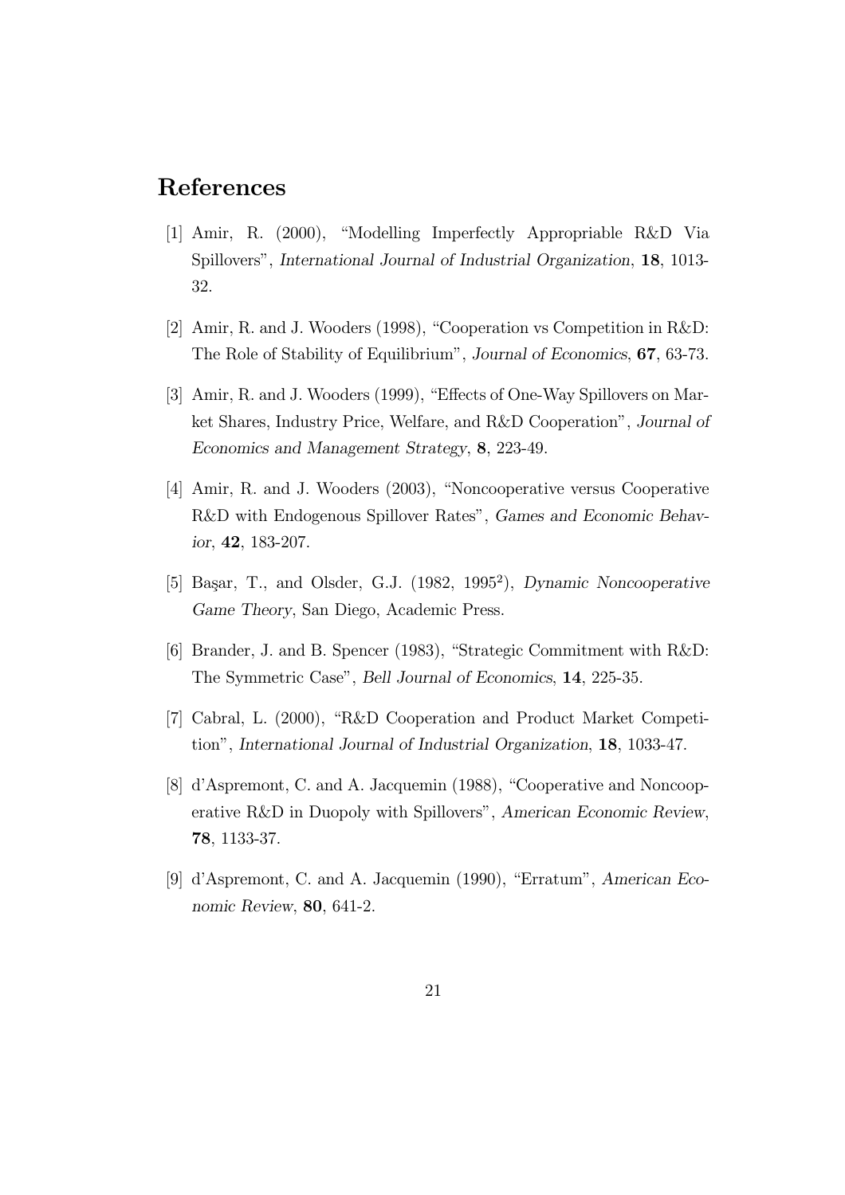# References

[1] Amir, R. (2000), "Modelling Imperfectly Appropriable R&D Via Spillovers", *International Journal of Industrial Organization*, **18**, 1013-32.

[2] Amir, R. and J. Wooders (1998), "Cooperation vs Competition in R&D: The Role of Stability of Equilibrium", *Journal of Economics*, **67**, 63-73.

[3] Amir, R. and J. Wooders (1999), "Effects of One-Way Spillovers on Market Shares, Industry Price, Welfare, and R&D Cooperation", *Journal of Economics and Management Strategy*, **8**, 223-49.

[4] Amir, R. and J. Wooders (2003), "Noncooperative versus Cooperative R&D with Endogenous Spillover Rates", *Games and Economic Behavior*, **42**, 183-207.

[5] Başar, T., and Olsder, G.J. (1982, 1995$^2$), *Dynamic Noncooperative Game Theory*, San Diego, Academic Press.

[6] Brander, J. and B. Spencer (1983), "Strategic Commitment with R&D: The Symmetric Case", *Bell Journal of Economics*, **14**, 225-35.

[7] Cabral, L. (2000), "R&D Cooperation and Product Market Competition", *International Journal of Industrial Organization*, **18**, 1033-47.

[8] d'Aspremont, C. and A. Jacquemin (1988), "Cooperative and Noncooperative R&D in Duopoly with Spillovers", *American Economic Review*, **78**, 1133-37.

[9] d'Aspremont, C. and A. Jacquemin (1990), "Erratum", *American Economic Review*, **80**, 641-2.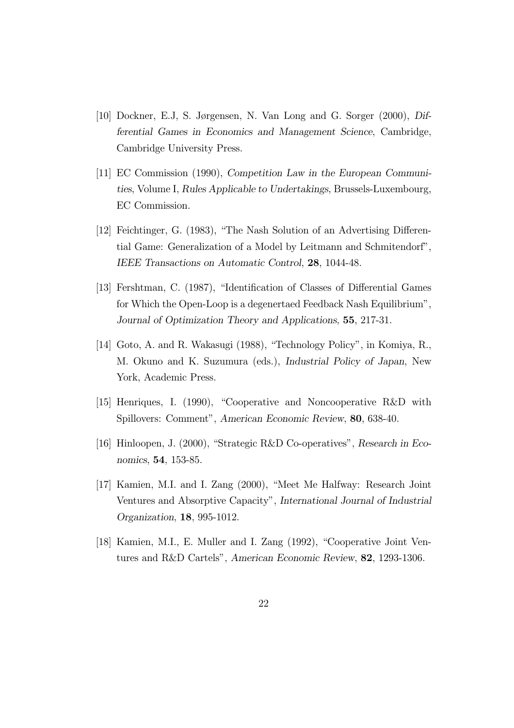[10] Dockner, E.J, S. Jørgensen, N. Van Long and G. Sorger (2000), *Differential Games in Economics and Management Science*, Cambridge, Cambridge University Press.

[11] EC Commission (1990), *Competition Law in the European Communities*, Volume I, *Rules Applicable to Undertakings*, Brussels-Luxembourg, EC Commission.

[12] Feichtinger, G. (1983), "The Nash Solution of an Advertising Differential Game: Generalization of a Model by Leitmann and Schmitendorf", *IEEE Transactions on Automatic Control*, **28**, 1044-48.

[13] Fershtman, C. (1987), "Identification of Classes of Differential Games for Which the Open-Loop is a degenertaed Feedback Nash Equilibrium", *Journal of Optimization Theory and Applications*, **55**, 217-31.

[14] Goto, A. and R. Wakasugi (1988), "Technology Policy", in Komiya, R., M. Okuno and K. Suzumura (eds.), *Industrial Policy of Japan*, New York, Academic Press.

[15] Henriques, I. (1990), "Cooperative and Noncooperative R&D with Spillovers: Comment", *American Economic Review*, **80**, 638-40.

[16] Hinloopen, J. (2000), "Strategic R&D Co-operatives", *Research in Economics*, **54**, 153-85.

[17] Kamien, M.I. and I. Zang (2000), "Meet Me Halfway: Research Joint Ventures and Absorptive Capacity", *International Journal of Industrial Organization*, **18**, 995-1012.

[18] Kamien, M.I., E. Muller and I. Zang (1992), "Cooperative Joint Ventures and R&D Cartels", *American Economic Review*, **82**, 1293-1306.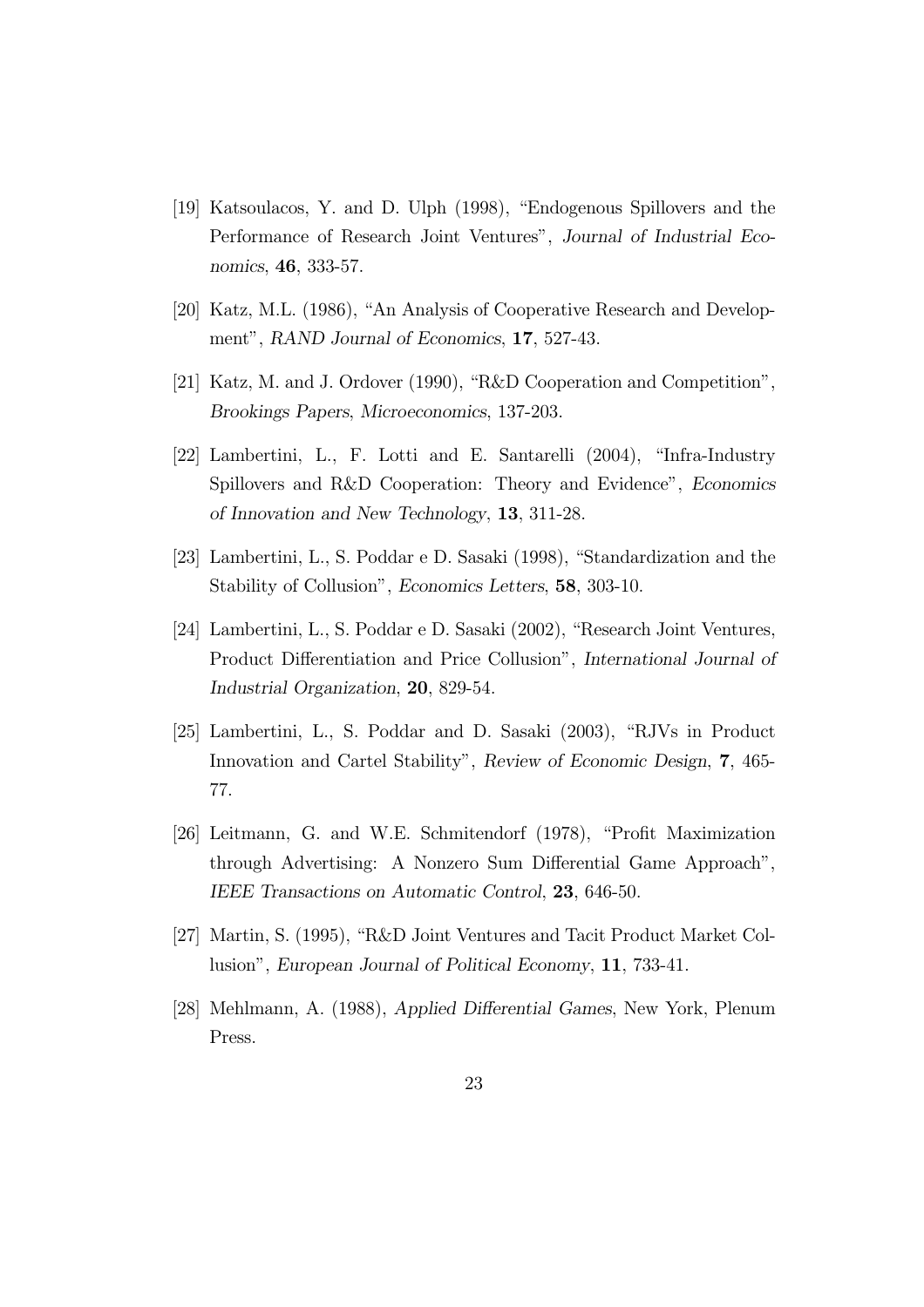[19] Katsoulacos, Y. and D. Ulph (1998), "Endogenous Spillovers and the Performance of Research Joint Ventures", *Journal of Industrial Economics*, **46**, 333-57.

[20] Katz, M.L. (1986), "An Analysis of Cooperative Research and Development", *RAND Journal of Economics*, **17**, 527-43.

[21] Katz, M. and J. Ordover (1990), "R&D Cooperation and Competition", *Brookings Papers, Microeconomics*, 137-203.

[22] Lambertini, L., F. Lotti and E. Santarelli (2004), "Infra-Industry Spillovers and R&D Cooperation: Theory and Evidence", *Economics of Innovation and New Technology*, **13**, 311-28.

[23] Lambertini, L., S. Poddar e D. Sasaki (1998), "Standardization and the Stability of Collusion", *Economics Letters*, **58**, 303-10.

[24] Lambertini, L., S. Poddar e D. Sasaki (2002), "Research Joint Ventures, Product Differentiation and Price Collusion", *International Journal of Industrial Organization*, **20**, 829-54.

[25] Lambertini, L., S. Poddar and D. Sasaki (2003), "RJVs in Product Innovation and Cartel Stability", *Review of Economic Design*, **7**, 465-77.

[26] Leitmann, G. and W.E. Schmitendorf (1978), "Profit Maximization through Advertising: A Nonzero Sum Differential Game Approach", *IEEE Transactions on Automatic Control*, **23**, 646-50.

[27] Martin, S. (1995), "R&D Joint Ventures and Tacit Product Market Collusion", *European Journal of Political Economy*, **11**, 733-41.

[28] Mehlmann, A. (1988), *Applied Differential Games*, New York, Plenum Press.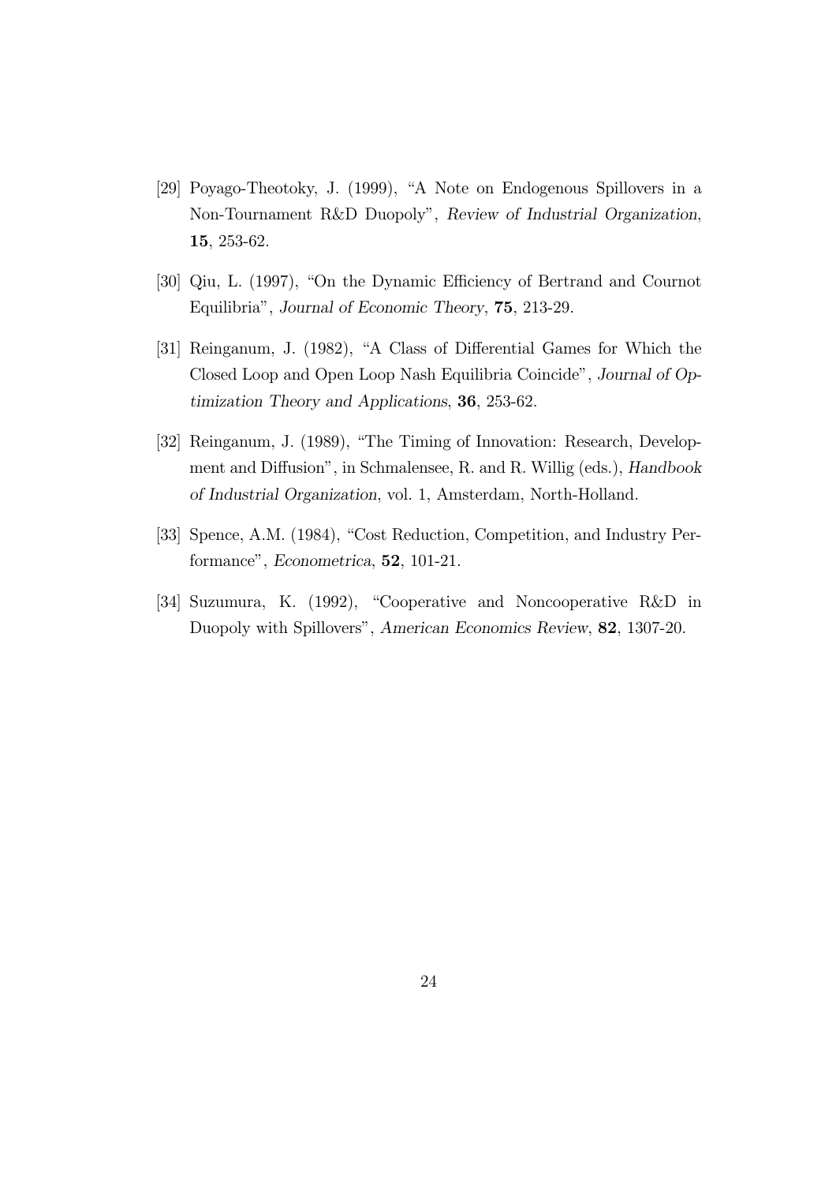[29] Poyago-Theotoky, J. (1999), "A Note on Endogenous Spillovers in a Non-Tournament R&D Duopoly", *Review of Industrial Organization*, **15**, 253-62.

[30] Qiu, L. (1997), "On the Dynamic Efficiency of Bertrand and Cournot Equilibria", *Journal of Economic Theory*, **75**, 213-29.

[31] Reinganum, J. (1982), "A Class of Differential Games for Which the Closed Loop and Open Loop Nash Equilibria Coincide", *Journal of Optimization Theory and Applications*, **36**, 253-62.

[32] Reinganum, J. (1989), "The Timing of Innovation: Research, Development and Diffusion", in Schmalensee, R. and R. Willig (eds.), *Handbook of Industrial Organization*, vol. 1, Amsterdam, North-Holland.

[33] Spence, A.M. (1984), "Cost Reduction, Competition, and Industry Performance", *Econometrica*, **52**, 101-21.

[34] Suzumura, K. (1992), "Cooperative and Noncooperative R&D in Duopoly with Spillovers", *American Economics Review*, **82**, 1307-20.